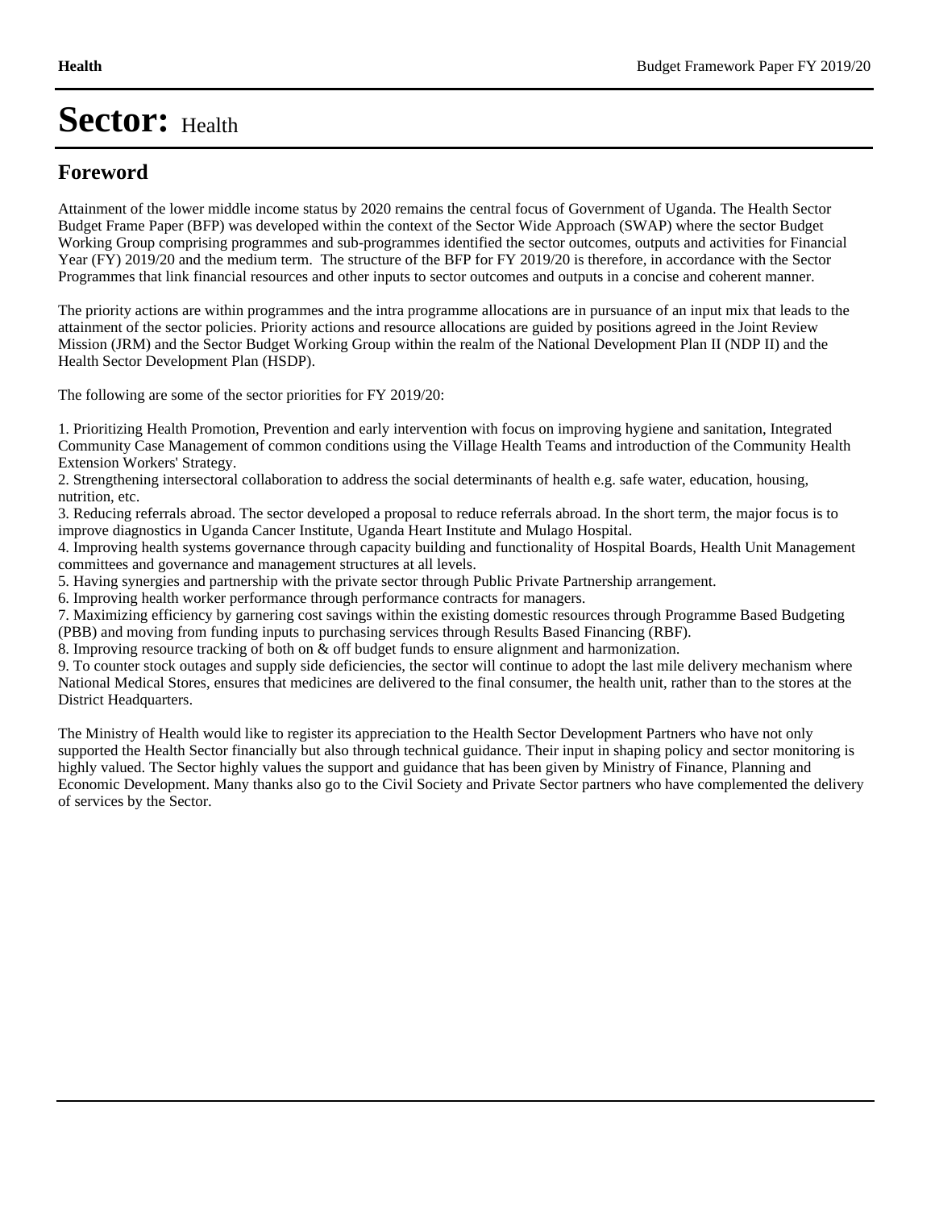# Sector: Health

## Foreword

Attainment of the lower middle income status by 2020 remains the central focus of Government of Uganda. The Health Sector Budget Frame Paper (BFP) was developed within the context of the Sector Wide Approach (SWAP) where the sector Budget Working Group comprising programmes and sub-programmes identified the sector outcomes, outputs and activities for Financial Year (FY) 2019/20 and the medium term. The structure of the BFP for FY 2019/20 is therefore, in accordance with the Sector Programmes that link financial resources and other inputs to sector outcomes and outputs in a concise and coherent manner.

The priority actions are within programmes and the intra programme allocations are in pursuance of an input mix that leads to the attainment of the sector policies. Priority actions and resource allocations are guided by positions agreed in the Joint Review Mission (JRM) and the Sector Budget Working Group within the realm of the National Development Plan II (NDP II) and the Health Sector Development Plan (HSDP).

The following are some of the sector priorities for FY 2019/20:

1. Prioritizing Health Promotion, Prevention and early intervention with focus on improving hygiene and sanitation, Integrated Community Case Management of common conditions using the Village Health Teams and introduction of the Community Health Extension Workers' Strategy.
2. Strengthening intersectoral collaboration to address the social determinants of health e.g. safe water, education, housing, nutrition, etc.
3. Reducing referrals abroad. The sector developed a proposal to reduce referrals abroad. In the short term, the major focus is to improve diagnostics in Uganda Cancer Institute, Uganda Heart Institute and Mulago Hospital.
4. Improving health systems governance through capacity building and functionality of Hospital Boards, Health Unit Management committees and governance and management structures at all levels.
5. Having synergies and partnership with the private sector through Public Private Partnership arrangement.
6. Improving health worker performance through performance contracts for managers.
7. Maximizing efficiency by garnering cost savings within the existing domestic resources through Programme Based Budgeting (PBB) and moving from funding inputs to purchasing services through Results Based Financing (RBF).
8. Improving resource tracking of both on & off budget funds to ensure alignment and harmonization.
9. To counter stock outages and supply side deficiencies, the sector will continue to adopt the last mile delivery mechanism where National Medical Stores, ensures that medicines are delivered to the final consumer, the health unit, rather than to the stores at the District Headquarters.

The Ministry of Health would like to register its appreciation to the Health Sector Development Partners who have not only supported the Health Sector financially but also through technical guidance. Their input in shaping policy and sector monitoring is highly valued. The Sector highly values the support and guidance that has been given by Ministry of Finance, Planning and Economic Development. Many thanks also go to the Civil Society and Private Sector partners who have complemented the delivery of services by the Sector.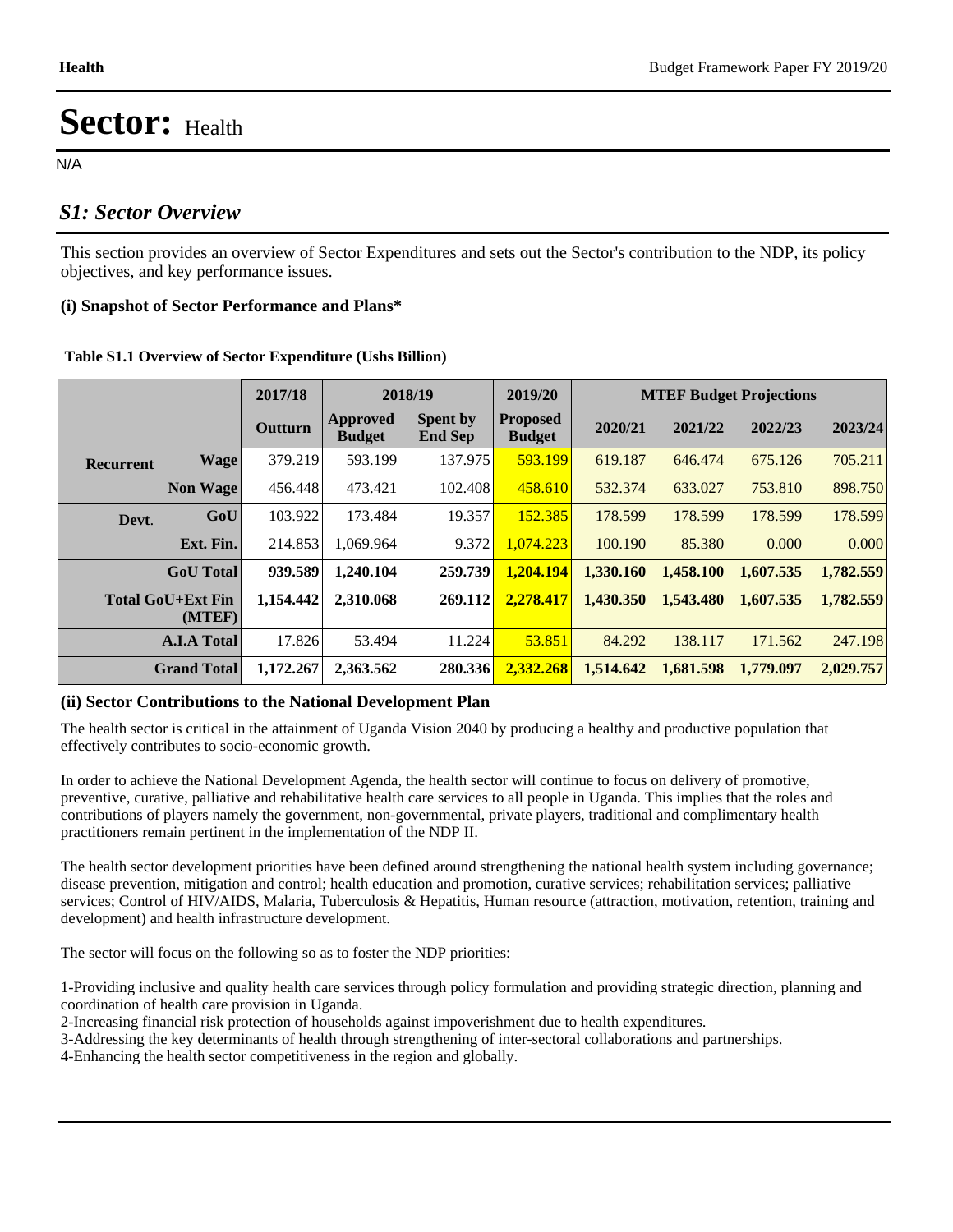Health

# Sector: Health

N/A

## S1: Sector Overview

This section provides an overview of Sector Expenditures and sets out the Sector's contribution to the NDP, its policy objectives, and key performance issues.

### (i) Snapshot of Sector Performance and Plans*

**Table S1.1 Overview of Sector Expenditure (Ushs Billion)**

| | | 2017/18 | 2018/19 | | 2019/20 | MTEF Budget Projections | | | |
|---|---|---|---|---|---|---|---|---|---|
| | | Outturn | Approved Budget | Spent by End Sep | Proposed Budget | 2020/21 | 2021/22 | 2022/23 | 2023/24 |
| Recurrent | Wage | 379.219 | 593.199 | 137.975 | 593.199 | 619.187 | 646.474 | 675.126 | 705.211 |
| | Non Wage | 456.448 | 473.421 | 102.408 | 458.610 | 532.374 | 633.027 | 753.810 | 898.750 |
| Devt. | GoU | 103.922 | 173.484 | 19.357 | 152.385 | 178.599 | 178.599 | 178.599 | 178.599 |
| | Ext. Fin. | 214.853 | 1,069.964 | 9.372 | 1,074.223 | 100.190 | 85.380 | 0.000 | 0.000 |
| | GoU Total | 939.589 | 1,240.104 | 259.739 | 1,204.194 | 1,330.160 | 1,458.100 | 1,607.535 | 1,782.559 |
| | Total GoU+Ext Fin (MTEF) | 1,154.442 | 2,310.068 | 269.112 | 2,278.417 | 1,430.350 | 1,543.480 | 1,607.535 | 1,782.559 |
| | A.I.A Total | 17.826 | 53.494 | 11.224 | 53.851 | 84.292 | 138.117 | 171.562 | 247.198 |
| | Grand Total | 1,172.267 | 2,363.562 | 280.336 | 2,332.268 | 1,514.642 | 1,681.598 | 1,779.097 | 2,029.757 |

### (ii) Sector Contributions to the National Development Plan

The health sector is critical in the attainment of Uganda Vision 2040 by producing a healthy and productive population that effectively contributes to socio-economic growth.

In order to achieve the National Development Agenda, the health sector will continue to focus on delivery of promotive, preventive, curative, palliative and rehabilitative health care services to all people in Uganda. This implies that the roles and contributions of players namely the government, non-governmental, private players, traditional and complimentary health practitioners remain pertinent in the implementation of the NDP II.

The health sector development priorities have been defined around strengthening the national health system including governance; disease prevention, mitigation and control; health education and promotion, curative services; rehabilitation services; palliative services; Control of HIV/AIDS, Malaria, Tuberculosis & Hepatitis, Human resource (attraction, motivation, retention, training and development) and health infrastructure development.

The sector will focus on the following so as to foster the NDP priorities:

1-Providing inclusive and quality health care services through policy formulation and providing strategic direction, planning and coordination of health care provision in Uganda.
2-Increasing financial risk protection of households against impoverishment due to health expenditures.
3-Addressing the key determinants of health through strengthening of inter-sectoral collaborations and partnerships.
4-Enhancing the health sector competitiveness in the region and globally.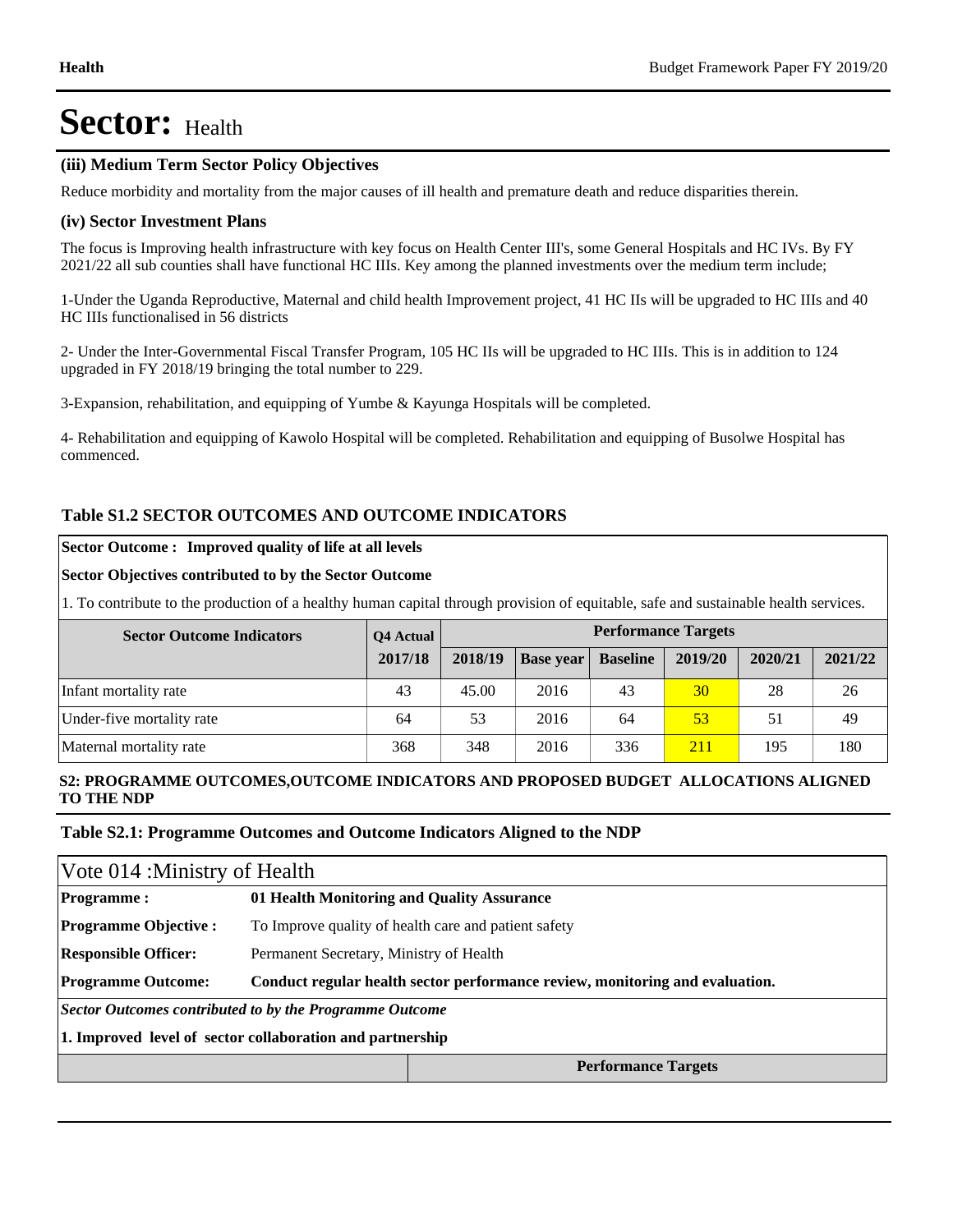# Sector: Health

### (iii) Medium Term Sector Policy Objectives

Reduce morbidity and mortality from the major causes of ill health and premature death and reduce disparities therein.

### (iv) Sector Investment Plans

The focus is Improving health infrastructure with key focus on Health Center III's, some General Hospitals and HC IVs. By FY 2021/22 all sub counties shall have functional HC IIIs. Key among the planned investments over the medium term include;

1-Under the Uganda Reproductive, Maternal and child health Improvement project, 41 HC IIs will be upgraded to HC IIIs and 40 HC IIIs functionalised in 56 districts

2- Under the Inter-Governmental Fiscal Transfer Program, 105 HC IIs will be upgraded to HC IIIs. This is in addition to 124 upgraded in FY 2018/19 bringing the total number to 229.

3-Expansion, rehabilitation, and equipping of Yumbe & Kayunga Hospitals will be completed.

4- Rehabilitation and equipping of Kawolo Hospital will be completed. Rehabilitation and equipping of Busolwe Hospital has commenced.

### Table S1.2 SECTOR OUTCOMES AND OUTCOME INDICATORS

**Sector Outcome : Improved quality of life at all levels**

**Sector Objectives contributed to by the Sector Outcome**

1. To contribute to the production of a healthy human capital through provision of equitable, safe and sustainable health services.

| Sector Outcome Indicators | Q4 Actual | Performance Targets | | | | | |
|---|---|---|---|---|---|---|---|
| | 2017/18 | 2018/19 | Base year | Baseline | 2019/20 | 2020/21 | 2021/22 |
| Infant mortality rate | 43 | 45.00 | 2016 | 43 | 30 | 28 | 26 |
| Under-five mortality rate | 64 | 53 | 2016 | 64 | 53 | 51 | 49 |
| Maternal mortality rate | 368 | 348 | 2016 | 336 | 211 | 195 | 180 |

### S2: PROGRAMME OUTCOMES,OUTCOME INDICATORS AND PROPOSED BUDGET ALLOCATIONS ALIGNED TO THE NDP

### Table S2.1: Programme Outcomes and Outcome Indicators Aligned to the NDP

**Vote 014 :Ministry of Health**

| | |
|---|---|
| **Programme :** | **01 Health Monitoring and Quality Assurance** |
| **Programme Objective :** | To Improve quality of health care and patient safety |
| **Responsible Officer:** | Permanent Secretary, Ministry of Health |
| **Programme Outcome:** | **Conduct regular health sector performance review, monitoring and evaluation.** |

***Sector Outcomes contributed to by the Programme Outcome***

**1. Improved level of sector collaboration and partnership**

| | Performance Targets |
|---|---|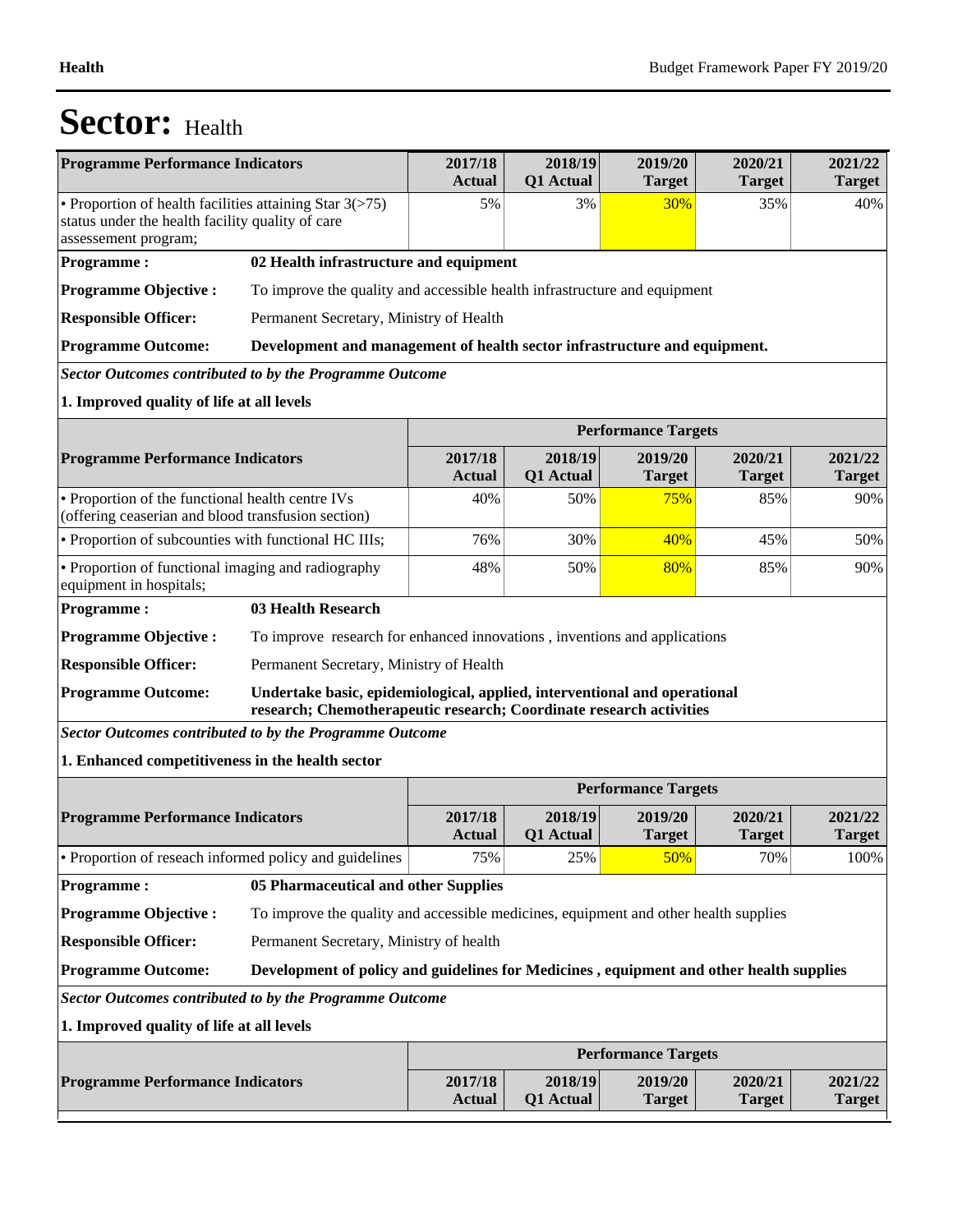# Sector: Health

| Programme Performance Indicators | 2017/18 Actual | 2018/19 Q1 Actual | 2019/20 Target | 2020/21 Target | 2021/22 Target |
|---|---|---|---|---|---|
| • Proportion of health facilities attaining Star 3(>75) status under the health facility quality of care assessement program; | 5% | 3% | 30% | 35% | 40% |

**Programme :** 02 Health infrastructure and equipment

**Programme Objective :** To improve the quality and accessible health infrastructure and equipment

**Responsible Officer:** Permanent Secretary, Ministry of Health

**Programme Outcome:** **Development and management of health sector infrastructure and equipment.**

***Sector Outcomes contributed to by the Programme Outcome***

**1. Improved quality of life at all levels**

| | Performance Targets | | | | |
|---|---|---|---|---|---|
| **Programme Performance Indicators** | **2017/18 Actual** | **2018/19 Q1 Actual** | **2019/20 Target** | **2020/21 Target** | **2021/22 Target** |
| • Proportion of the functional health centre IVs (offering ceaserian and blood transfusion section) | 40% | 50% | 75% | 85% | 90% |
| • Proportion of subcounties with functional HC IIIs; | 76% | 30% | 40% | 45% | 50% |
| • Proportion of functional imaging and radiography equipment in hospitals; | 48% | 50% | 80% | 85% | 90% |

**Programme :** 03 Health Research

**Programme Objective :** To improve research for enhanced innovations , inventions and applications

**Responsible Officer:** Permanent Secretary, Ministry of Health

**Programme Outcome:** **Undertake basic, epidemiological, applied, interventional and operational research; Chemotherapeutic research; Coordinate research activities**

***Sector Outcomes contributed to by the Programme Outcome***

**1. Enhanced competitiveness in the health sector**

| | Performance Targets | | | | |
|---|---|---|---|---|---|
| **Programme Performance Indicators** | **2017/18 Actual** | **2018/19 Q1 Actual** | **2019/20 Target** | **2020/21 Target** | **2021/22 Target** |
| • Proportion of reseach informed policy and guidelines | 75% | 25% | 50% | 70% | 100% |

**Programme :** 05 Pharmaceutical and other Supplies

**Programme Objective :** To improve the quality and accessible medicines, equipment and other health supplies

**Responsible Officer:** Permanent Secretary, Ministry of health

**Programme Outcome:** **Development of policy and guidelines for Medicines , equipment and other health supplies**

***Sector Outcomes contributed to by the Programme Outcome***

**1. Improved quality of life at all levels**

| | Performance Targets | | | | |
|---|---|---|---|---|---|
| **Programme Performance Indicators** | **2017/18 Actual** | **2018/19 Q1 Actual** | **2019/20 Target** | **2020/21 Target** | **2021/22 Target** |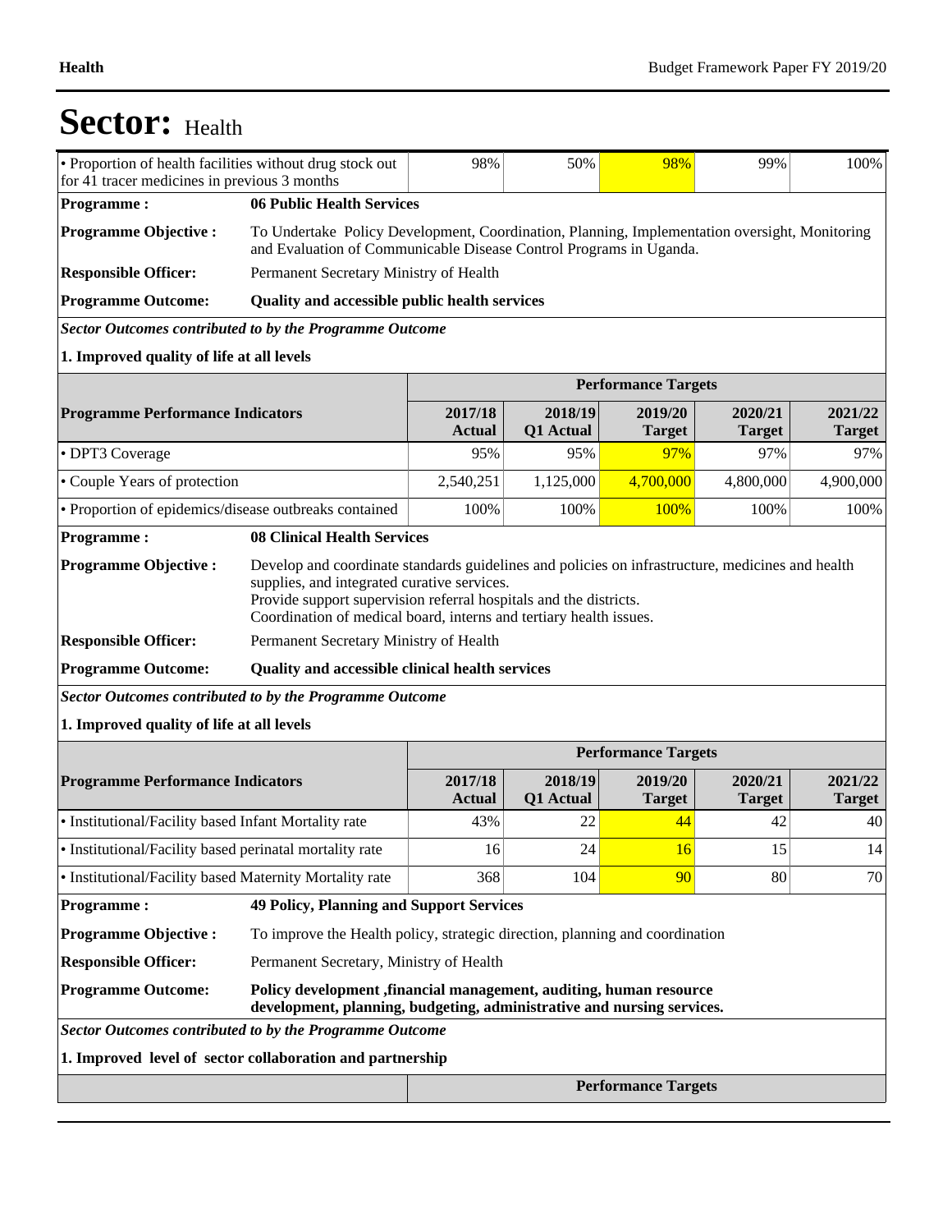# Sector: Health

| • Proportion of health facilities without drug stock out for 41 tracer medicines in previous 3 months | 98% | 50% | 98% | 99% | 100% |
|---|---|---|---|---|---|

**Programme :** **06 Public Health Services**

**Programme Objective :** To Undertake Policy Development, Coordination, Planning, Implementation oversight, Monitoring and Evaluation of Communicable Disease Control Programs in Uganda.

**Responsible Officer:** Permanent Secretary Ministry of Health

**Programme Outcome:** **Quality and accessible public health services**

***Sector Outcomes contributed to by the Programme Outcome***

**1. Improved quality of life at all levels**

| | Performance Targets | | | | |
|---|---|---|---|---|---|
| **Programme Performance Indicators** | **2017/18 Actual** | **2018/19 Q1 Actual** | **2019/20 Target** | **2020/21 Target** | **2021/22 Target** |
| • DPT3 Coverage | 95% | 95% | 97% | 97% | 97% |
| • Couple Years of protection | 2,540,251 | 1,125,000 | 4,700,000 | 4,800,000 | 4,900,000 |
| • Proportion of epidemics/disease outbreaks contained | 100% | 100% | 100% | 100% | 100% |

**Programme :** **08 Clinical Health Services**

**Programme Objective :** Develop and coordinate standards guidelines and policies on infrastructure, medicines and health supplies, and integrated curative services.
Provide support supervision referral hospitals and the districts.
Coordination of medical board, interns and tertiary health issues.

**Responsible Officer:** Permanent Secretary Ministry of Health

**Programme Outcome:** **Quality and accessible clinical health services**

***Sector Outcomes contributed to by the Programme Outcome***

**1. Improved quality of life at all levels**

| | Performance Targets | | | | |
|---|---|---|---|---|---|
| **Programme Performance Indicators** | **2017/18 Actual** | **2018/19 Q1 Actual** | **2019/20 Target** | **2020/21 Target** | **2021/22 Target** |
| • Institutional/Facility based Infant Mortality rate | 43% | 22 | 44 | 42 | 40 |
| • Institutional/Facility based perinatal mortality rate | 16 | 24 | 16 | 15 | 14 |
| • Institutional/Facility based Maternity Mortality rate | 368 | 104 | 90 | 80 | 70 |

**Programme :** **49 Policy, Planning and Support Services**

**Programme Objective :** To improve the Health policy, strategic direction, planning and coordination

**Responsible Officer:** Permanent Secretary, Ministry of Health

**Programme Outcome:** **Policy development ,financial management, auditing, human resource development, planning, budgeting, administrative and nursing services.**

***Sector Outcomes contributed to by the Programme Outcome***

**1. Improved level of sector collaboration and partnership**

| | Performance Targets |
|---|---|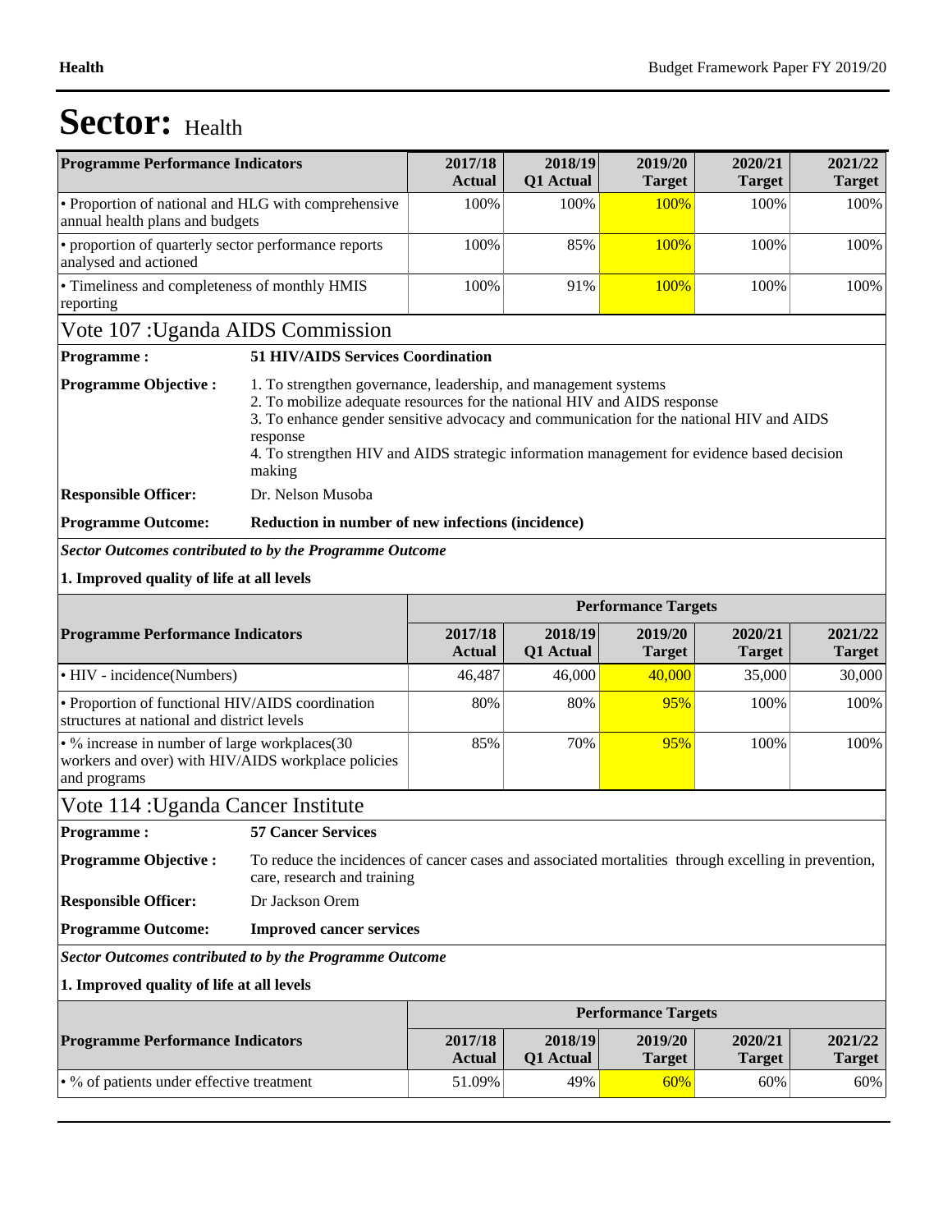# Sector: Health

| Programme Performance Indicators | 2017/18 Actual | 2018/19 Q1 Actual | 2019/20 Target | 2020/21 Target | 2021/22 Target |
|---|---|---|---|---|---|
| • Proportion of national and HLG with comprehensive annual health plans and budgets | 100% | 100% | 100% | 100% | 100% |
| • proportion of quarterly sector performance reports analysed and actioned | 100% | 85% | 100% | 100% | 100% |
| • Timeliness and completeness of monthly HMIS reporting | 100% | 91% | 100% | 100% | 100% |

## Vote 107 :Uganda AIDS Commission

**Programme :** **51 HIV/AIDS Services Coordination**

**Programme Objective :**
1. To strengthen governance, leadership, and management systems
2. To mobilize adequate resources for the national HIV and AIDS response
3. To enhance gender sensitive advocacy and communication for the national HIV and AIDS response
4. To strengthen HIV and AIDS strategic information management for evidence based decision making

**Responsible Officer:** Dr. Nelson Musoba

**Programme Outcome:** **Reduction in number of new infections (incidence)**

***Sector Outcomes contributed to by the Programme Outcome***

**1. Improved quality of life at all levels**

| | Performance Targets | | | | |
|---|---|---|---|---|---|
| **Programme Performance Indicators** | **2017/18 Actual** | **2018/19 Q1 Actual** | **2019/20 Target** | **2020/21 Target** | **2021/22 Target** |
| • HIV - incidence(Numbers) | 46,487 | 46,000 | 40,000 | 35,000 | 30,000 |
| • Proportion of functional HIV/AIDS coordination structures at national and district levels | 80% | 80% | 95% | 100% | 100% |
| • % increase in number of large workplaces(30 workers and over) with HIV/AIDS workplace policies and programs | 85% | 70% | 95% | 100% | 100% |

## Vote 114 :Uganda Cancer Institute

**Programme :** **57 Cancer Services**

**Programme Objective :** To reduce the incidences of cancer cases and associated mortalities through excelling in prevention, care, research and training

**Responsible Officer:** Dr Jackson Orem

**Programme Outcome:** **Improved cancer services**

***Sector Outcomes contributed to by the Programme Outcome***

**1. Improved quality of life at all levels**

| | Performance Targets | | | | |
|---|---|---|---|---|---|
| **Programme Performance Indicators** | **2017/18 Actual** | **2018/19 Q1 Actual** | **2019/20 Target** | **2020/21 Target** | **2021/22 Target** |
| • % of patients under effective treatment | 51.09% | 49% | 60% | 60% | 60% |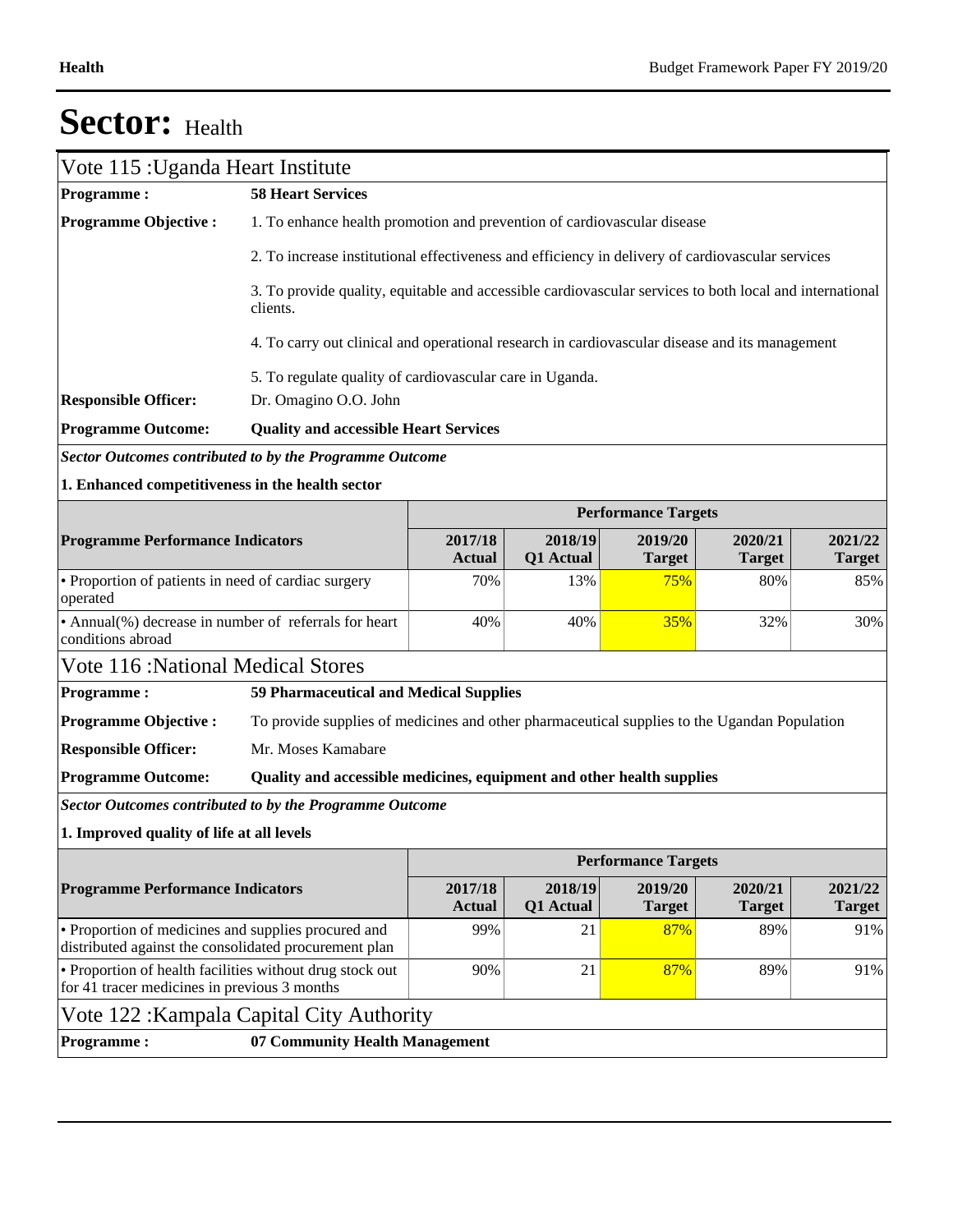# Sector: Health

## Vote 115 :Uganda Heart Institute

**Programme :** **58 Heart Services**

**Programme Objective :**

1. To enhance health promotion and prevention of cardiovascular disease

2. To increase institutional effectiveness and efficiency in delivery of cardiovascular services

3. To provide quality, equitable and accessible cardiovascular services to both local and international clients.

4. To carry out clinical and operational research in cardiovascular disease and its management

5. To regulate quality of cardiovascular care in Uganda.

**Responsible Officer:** Dr. Omagino O.O. John

**Programme Outcome:** **Quality and accessible Heart Services**

***Sector Outcomes contributed to by the Programme Outcome***

**1. Enhanced competitiveness in the health sector**

| **Programme Performance Indicators** | **Performance Targets** | | | | |
|---|---|---|---|---|---|
| | **2017/18 Actual** | **2018/19 Q1 Actual** | **2019/20 Target** | **2020/21 Target** | **2021/22 Target** |
| • Proportion of patients in need of cardiac surgery operated | 70% | 13% | 75% | 80% | 85% |
| • Annual(%) decrease in number of referrals for heart conditions abroad | 40% | 40% | 35% | 32% | 30% |

## Vote 116 :National Medical Stores

**Programme :** **59 Pharmaceutical and Medical Supplies**

**Programme Objective :** To provide supplies of medicines and other pharmaceutical supplies to the Ugandan Population

**Responsible Officer:** Mr. Moses Kamabare

**Programme Outcome:** **Quality and accessible medicines, equipment and other health supplies**

***Sector Outcomes contributed to by the Programme Outcome***

**1. Improved quality of life at all levels**

| **Programme Performance Indicators** | **Performance Targets** | | | | |
|---|---|---|---|---|---|
| | **2017/18 Actual** | **2018/19 Q1 Actual** | **2019/20 Target** | **2020/21 Target** | **2021/22 Target** |
| • Proportion of medicines and supplies procured and distributed against the consolidated procurement plan | 99% | 21 | 87% | 89% | 91% |
| • Proportion of health facilities without drug stock out for 41 tracer medicines in previous 3 months | 90% | 21 | 87% | 89% | 91% |

## Vote 122 :Kampala Capital City Authority

**Programme :** **07 Community Health Management**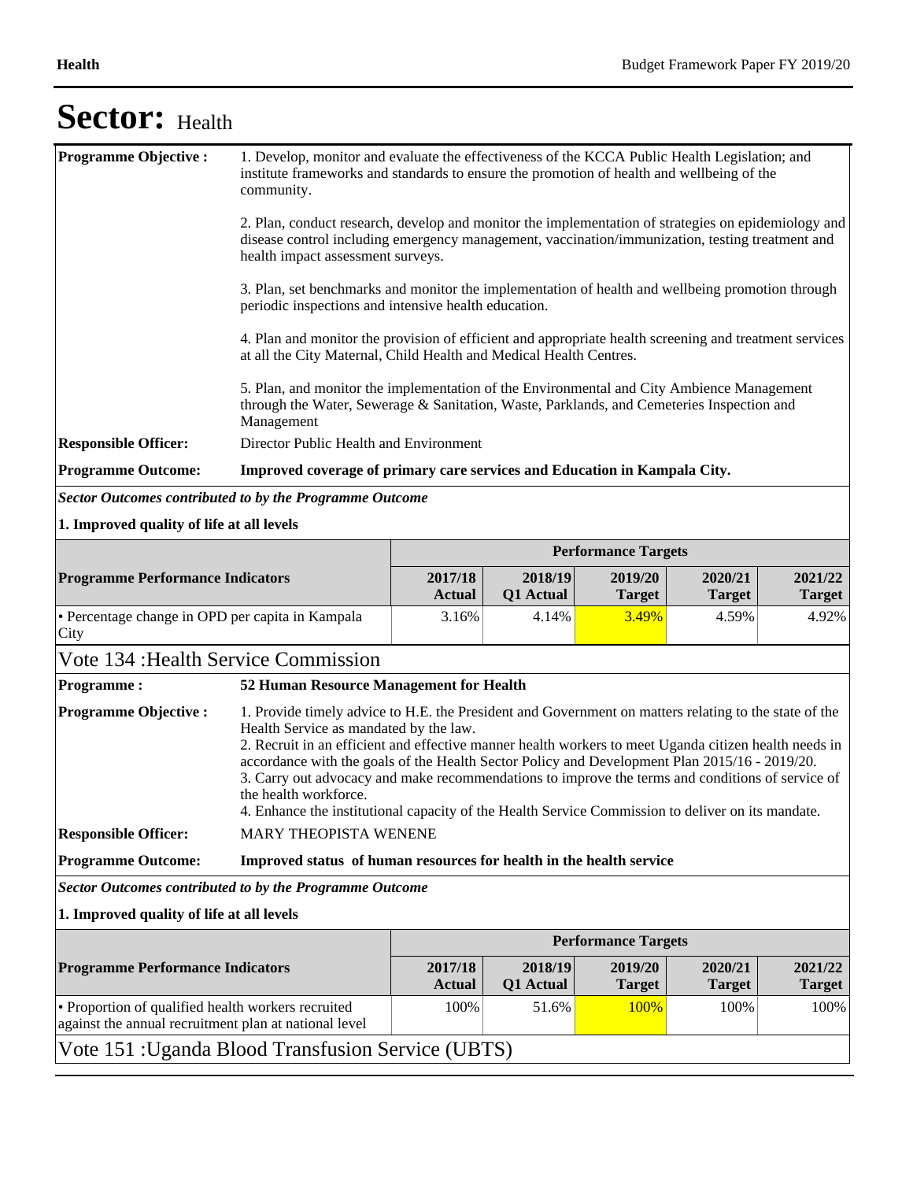# Sector: Health

| | |
|---|---|
| **Programme Objective :** | 1. Develop, monitor and evaluate the effectiveness of the KCCA Public Health Legislation; and institute frameworks and standards to ensure the promotion of health and wellbeing of the community.<br><br>2. Plan, conduct research, develop and monitor the implementation of strategies on epidemiology and disease control including emergency management, vaccination/immunization, testing treatment and health impact assessment surveys.<br><br>3. Plan, set benchmarks and monitor the implementation of health and wellbeing promotion through periodic inspections and intensive health education.<br><br>4. Plan and monitor the provision of efficient and appropriate health screening and treatment services at all the City Maternal, Child Health and Medical Health Centres.<br><br>5. Plan, and monitor the implementation of the Environmental and City Ambience Management through the Water, Sewerage & Sanitation, Waste, Parklands, and Cemeteries Inspection and Management |
| **Responsible Officer:** | Director Public Health and Environment |
| **Programme Outcome:** | **Improved coverage of primary care services and Education in Kampala City.** |

***Sector Outcomes contributed to by the Programme Outcome***

**1. Improved quality of life at all levels**

| | Performance Targets | | | | |
|---|---|---|---|---|---|
| **Programme Performance Indicators** | **2017/18 Actual** | **2018/19 Q1 Actual** | **2019/20 Target** | **2020/21 Target** | **2021/22 Target** |
| • Percentage change in OPD per capita in Kampala City | 3.16% | 4.14% | 3.49% | 4.59% | 4.92% |

## Vote 134 :Health Service Commission

| | |
|---|---|
| **Programme :** | **52 Human Resource Management for Health** |
| **Programme Objective :** | 1. Provide timely advice to H.E. the President and Government on matters relating to the state of the Health Service as mandated by the law.<br>2. Recruit in an efficient and effective manner health workers to meet Uganda citizen health needs in accordance with the goals of the Health Sector Policy and Development Plan 2015/16 - 2019/20.<br>3. Carry out advocacy and make recommendations to improve the terms and conditions of service of the health workforce.<br>4. Enhance the institutional capacity of the Health Service Commission to deliver on its mandate. |
| **Responsible Officer:** | MARY THEOPISTA WENENE |
| **Programme Outcome:** | **Improved status of human resources for health in the health service** |

***Sector Outcomes contributed to by the Programme Outcome***

**1. Improved quality of life at all levels**

| | Performance Targets | | | | |
|---|---|---|---|---|---|
| **Programme Performance Indicators** | **2017/18 Actual** | **2018/19 Q1 Actual** | **2019/20 Target** | **2020/21 Target** | **2021/22 Target** |
| • Proportion of qualified health workers recruited against the annual recruitment plan at national level | 100% | 51.6% | 100% | 100% | 100% |

## Vote 151 :Uganda Blood Transfusion Service (UBTS)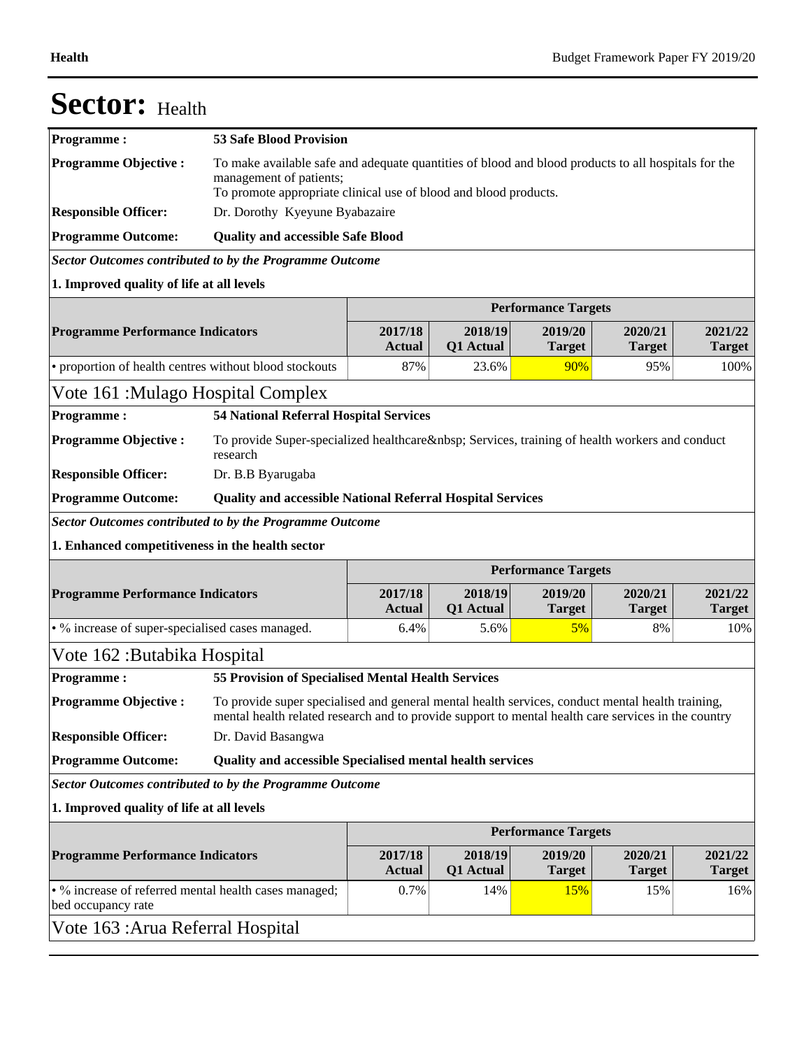# Sector: Health

| | |
|---|---|
| **Programme :** | **53 Safe Blood Provision** |
| **Programme Objective :** | To make available safe and adequate quantities of blood and blood products to all hospitals for the management of patients;<br>To promote appropriate clinical use of blood and blood products. |
| **Responsible Officer:** | Dr. Dorothy Kyeyune Byabazaire |
| **Programme Outcome:** | **Quality and accessible Safe Blood** |

***Sector Outcomes contributed to by the Programme Outcome***

**1. Improved quality of life at all levels**

| | Performance Targets | | | | |
|---|---|---|---|---|---|
| **Programme Performance Indicators** | **2017/18 Actual** | **2018/19 Q1 Actual** | **2019/20 Target** | **2020/21 Target** | **2021/22 Target** |
| • proportion of health centres without blood stockouts | 87% | 23.6% | 90% | 95% | 100% |

## Vote 161 :Mulago Hospital Complex

| | |
|---|---|
| **Programme :** | **54 National Referral Hospital Services** |
| **Programme Objective :** | To provide Super-specialized healthcare&nbsp; Services, training of health workers and conduct research |
| **Responsible Officer:** | Dr. B.B Byarugaba |
| **Programme Outcome:** | **Quality and accessible National Referral Hospital Services** |

***Sector Outcomes contributed to by the Programme Outcome***

**1. Enhanced competitiveness in the health sector**

| | Performance Targets | | | | |
|---|---|---|---|---|---|
| **Programme Performance Indicators** | **2017/18 Actual** | **2018/19 Q1 Actual** | **2019/20 Target** | **2020/21 Target** | **2021/22 Target** |
| • % increase of super-specialised cases managed. | 6.4% | 5.6% | 5% | 8% | 10% |

## Vote 162 :Butabika Hospital

| | |
|---|---|
| **Programme :** | **55 Provision of Specialised Mental Health Services** |
| **Programme Objective :** | To provide super specialised and general mental health services, conduct mental health training, mental health related research and to provide support to mental health care services in the country |
| **Responsible Officer:** | Dr. David Basangwa |
| **Programme Outcome:** | **Quality and accessible Specialised mental health services** |

***Sector Outcomes contributed to by the Programme Outcome***

**1. Improved quality of life at all levels**

| | Performance Targets | | | | |
|---|---|---|---|---|---|
| **Programme Performance Indicators** | **2017/18 Actual** | **2018/19 Q1 Actual** | **2019/20 Target** | **2020/21 Target** | **2021/22 Target** |
| • % increase of referred mental health cases managed; bed occupancy rate | 0.7% | 14% | 15% | 15% | 16% |

## Vote 163 :Arua Referral Hospital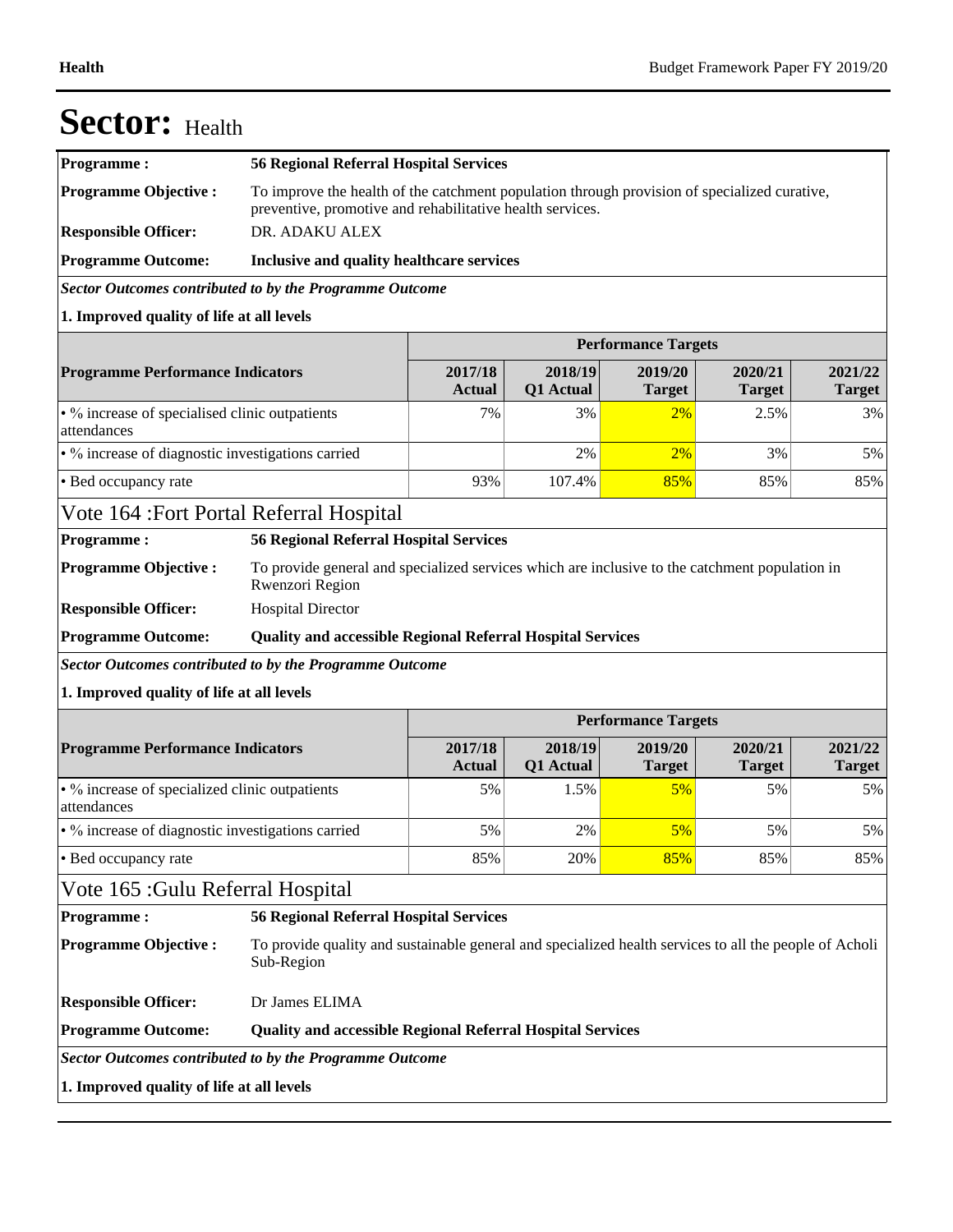# Sector: Health

| | |
|---|---|
| **Programme :** | **56 Regional Referral Hospital Services** |
| **Programme Objective :** | To improve the health of the catchment population through provision of specialized curative, preventive, promotive and rehabilitative health services. |
| **Responsible Officer:** | DR. ADAKU ALEX |
| **Programme Outcome:** | **Inclusive and quality healthcare services** |

***Sector Outcomes contributed to by the Programme Outcome***

**1. Improved quality of life at all levels**

| | Performance Targets | | | | |
|---|---|---|---|---|---|
| **Programme Performance Indicators** | **2017/18 Actual** | **2018/19 Q1 Actual** | **2019/20 Target** | **2020/21 Target** | **2021/22 Target** |
| • % increase of specialised clinic outpatients attendances | 7% | 3% | 2% | 2.5% | 3% |
| • % increase of diagnostic investigations carried | | 2% | 2% | 3% | 5% |
| • Bed occupancy rate | 93% | 107.4% | 85% | 85% | 85% |

## Vote 164 :Fort Portal Referral Hospital

| | |
|---|---|
| **Programme :** | **56 Regional Referral Hospital Services** |
| **Programme Objective :** | To provide general and specialized services which are inclusive to the catchment population in Rwenzori Region |
| **Responsible Officer:** | Hospital Director |
| **Programme Outcome:** | **Quality and accessible Regional Referral Hospital Services** |

***Sector Outcomes contributed to by the Programme Outcome***

**1. Improved quality of life at all levels**

| | Performance Targets | | | | |
|---|---|---|---|---|---|
| **Programme Performance Indicators** | **2017/18 Actual** | **2018/19 Q1 Actual** | **2019/20 Target** | **2020/21 Target** | **2021/22 Target** |
| • % increase of specialized clinic outpatients attendances | 5% | 1.5% | 5% | 5% | 5% |
| • % increase of diagnostic investigations carried | 5% | 2% | 5% | 5% | 5% |
| • Bed occupancy rate | 85% | 20% | 85% | 85% | 85% |

## Vote 165 :Gulu Referral Hospital

| | |
|---|---|
| **Programme :** | **56 Regional Referral Hospital Services** |
| **Programme Objective :** | To provide quality and sustainable general and specialized health services to all the people of Acholi Sub-Region |
| **Responsible Officer:** | Dr James ELIMA |
| **Programme Outcome:** | **Quality and accessible Regional Referral Hospital Services** |

***Sector Outcomes contributed to by the Programme Outcome***

**1. Improved quality of life at all levels**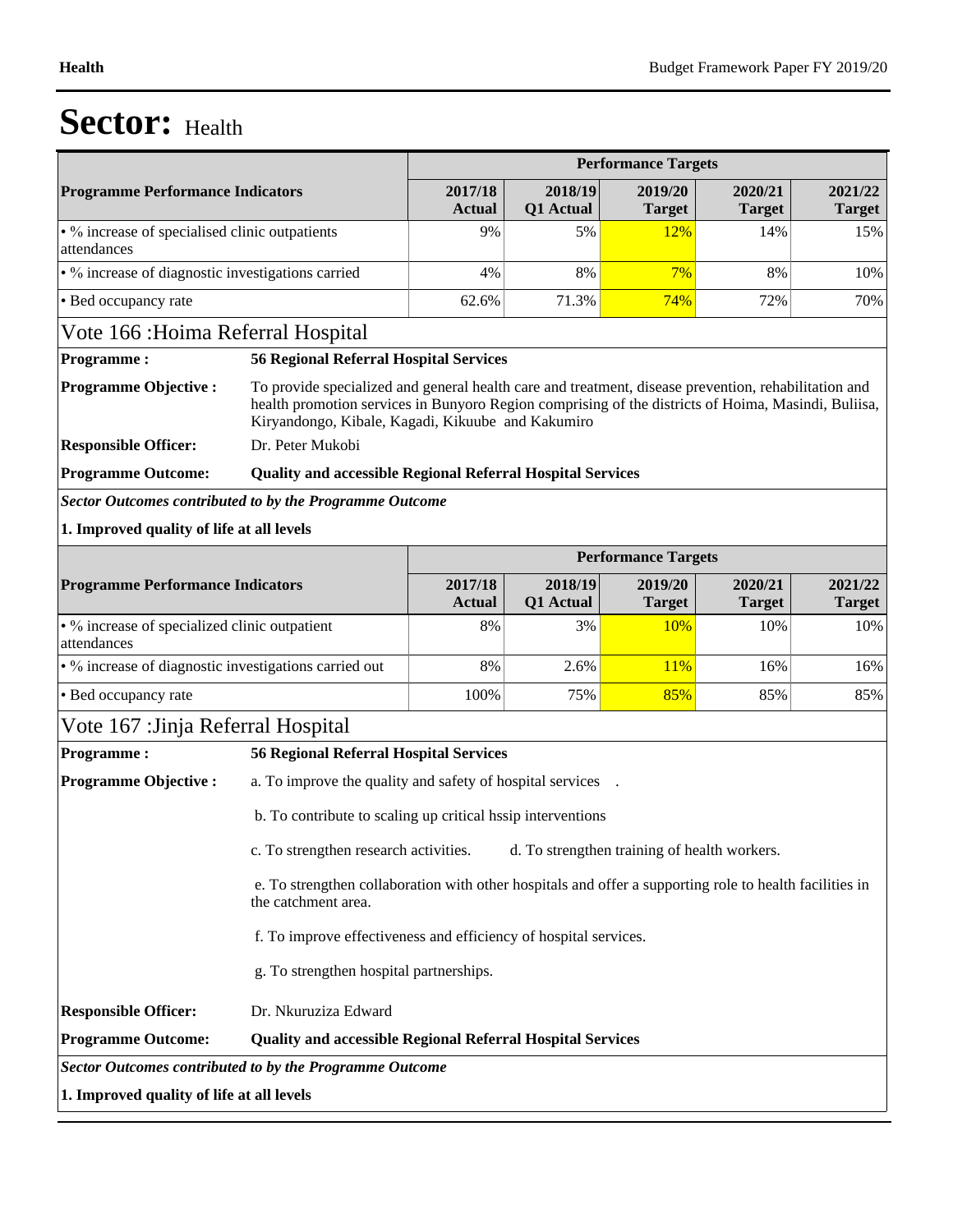# Sector: Health

| Programme Performance Indicators | Performance Targets | | | | |
|---|---|---|---|---|---|
| | 2017/18 Actual | 2018/19 Q1 Actual | 2019/20 Target | 2020/21 Target | 2021/22 Target |
| • % increase of specialised clinic outpatients attendances | 9% | 5% | 12% | 14% | 15% |
| • % increase of diagnostic investigations carried | 4% | 8% | 7% | 8% | 10% |
| • Bed occupancy rate | 62.6% | 71.3% | 74% | 72% | 70% |

## Vote 166 :Hoima Referral Hospital

**Programme :** **56 Regional Referral Hospital Services**

**Programme Objective :** To provide specialized and general health care and treatment, disease prevention, rehabilitation and health promotion services in Bunyoro Region comprising of the districts of Hoima, Masindi, Buliisa, Kiryandongo, Kibale, Kagadi, Kikuube and Kakumiro

**Responsible Officer:** Dr. Peter Mukobi

**Programme Outcome:** **Quality and accessible Regional Referral Hospital Services**

***Sector Outcomes contributed to by the Programme Outcome***

**1. Improved quality of life at all levels**

| Programme Performance Indicators | Performance Targets | | | | |
|---|---|---|---|---|---|
| | 2017/18 Actual | 2018/19 Q1 Actual | 2019/20 Target | 2020/21 Target | 2021/22 Target |
| • % increase of specialized clinic outpatient attendances | 8% | 3% | 10% | 10% | 10% |
| • % increase of diagnostic investigations carried out | 8% | 2.6% | 11% | 16% | 16% |
| • Bed occupancy rate | 100% | 75% | 85% | 85% | 85% |

## Vote 167 :Jinja Referral Hospital

**Programme :** **56 Regional Referral Hospital Services**

**Programme Objective :** a. To improve the quality and safety of hospital services .

b. To contribute to scaling up critical hssip interventions

c. To strengthen research activities. d. To strengthen training of health workers.

e. To strengthen collaboration with other hospitals and offer a supporting role to health facilities in the catchment area.

f. To improve effectiveness and efficiency of hospital services.

g. To strengthen hospital partnerships.

**Responsible Officer:** Dr. Nkuruziza Edward

**Programme Outcome:** **Quality and accessible Regional Referral Hospital Services**

***Sector Outcomes contributed to by the Programme Outcome***

**1. Improved quality of life at all levels**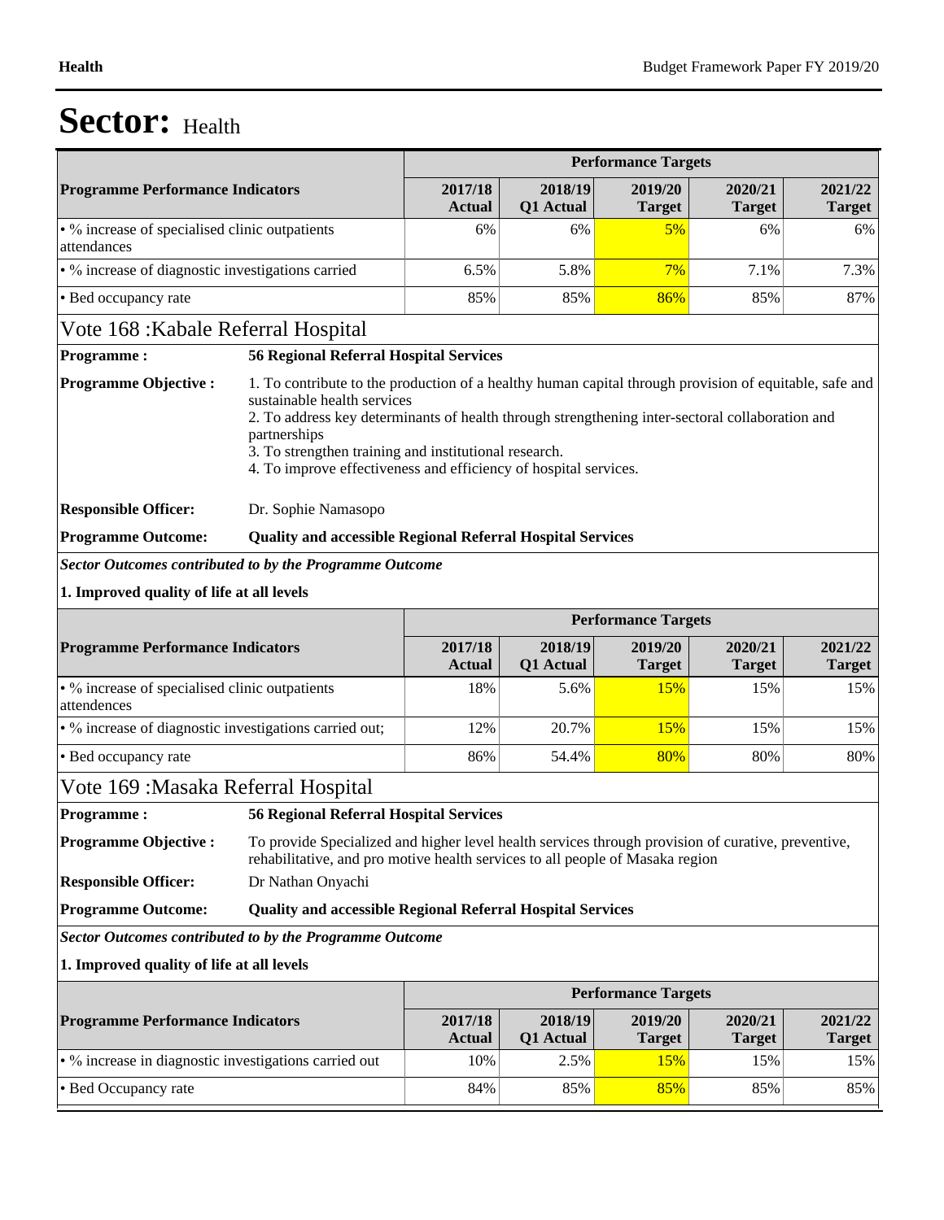# Sector: Health

| Programme Performance Indicators | Performance Targets | | | | |
|---|---|---|---|---|---|
| | 2017/18 Actual | 2018/19 Q1 Actual | 2019/20 Target | 2020/21 Target | 2021/22 Target |
| • % increase of specialised clinic outpatients attendances | 6% | 6% | 5% | 6% | 6% |
| • % increase of diagnostic investigations carried | 6.5% | 5.8% | 7% | 7.1% | 7.3% |
| • Bed occupancy rate | 85% | 85% | 86% | 85% | 87% |

## Vote 168 :Kabale Referral Hospital

**Programme :** **56 Regional Referral Hospital Services**

**Programme Objective :**
1. To contribute to the production of a healthy human capital through provision of equitable, safe and sustainable health services
2. To address key determinants of health through strengthening inter-sectoral collaboration and partnerships
3. To strengthen training and institutional research.
4. To improve effectiveness and efficiency of hospital services.

**Responsible Officer:** Dr. Sophie Namasopo

**Programme Outcome:** **Quality and accessible Regional Referral Hospital Services**

***Sector Outcomes contributed to by the Programme Outcome***

**1. Improved quality of life at all levels**

| Programme Performance Indicators | Performance Targets | | | | |
|---|---|---|---|---|---|
| | 2017/18 Actual | 2018/19 Q1 Actual | 2019/20 Target | 2020/21 Target | 2021/22 Target |
| • % increase of specialised clinic outpatients attendences | 18% | 5.6% | 15% | 15% | 15% |
| • % increase of diagnostic investigations carried out; | 12% | 20.7% | 15% | 15% | 15% |
| • Bed occupancy rate | 86% | 54.4% | 80% | 80% | 80% |

## Vote 169 :Masaka Referral Hospital

**Programme :** **56 Regional Referral Hospital Services**

**Programme Objective :** To provide Specialized and higher level health services through provision of curative, preventive, rehabilitative, and pro motive health services to all people of Masaka region

**Responsible Officer:** Dr Nathan Onyachi

**Programme Outcome:** **Quality and accessible Regional Referral Hospital Services**

***Sector Outcomes contributed to by the Programme Outcome***

**1. Improved quality of life at all levels**

| Programme Performance Indicators | Performance Targets | | | | |
|---|---|---|---|---|---|
| | 2017/18 Actual | 2018/19 Q1 Actual | 2019/20 Target | 2020/21 Target | 2021/22 Target |
| • % increase in diagnostic investigations carried out | 10% | 2.5% | 15% | 15% | 15% |
| • Bed Occupancy rate | 84% | 85% | 85% | 85% | 85% |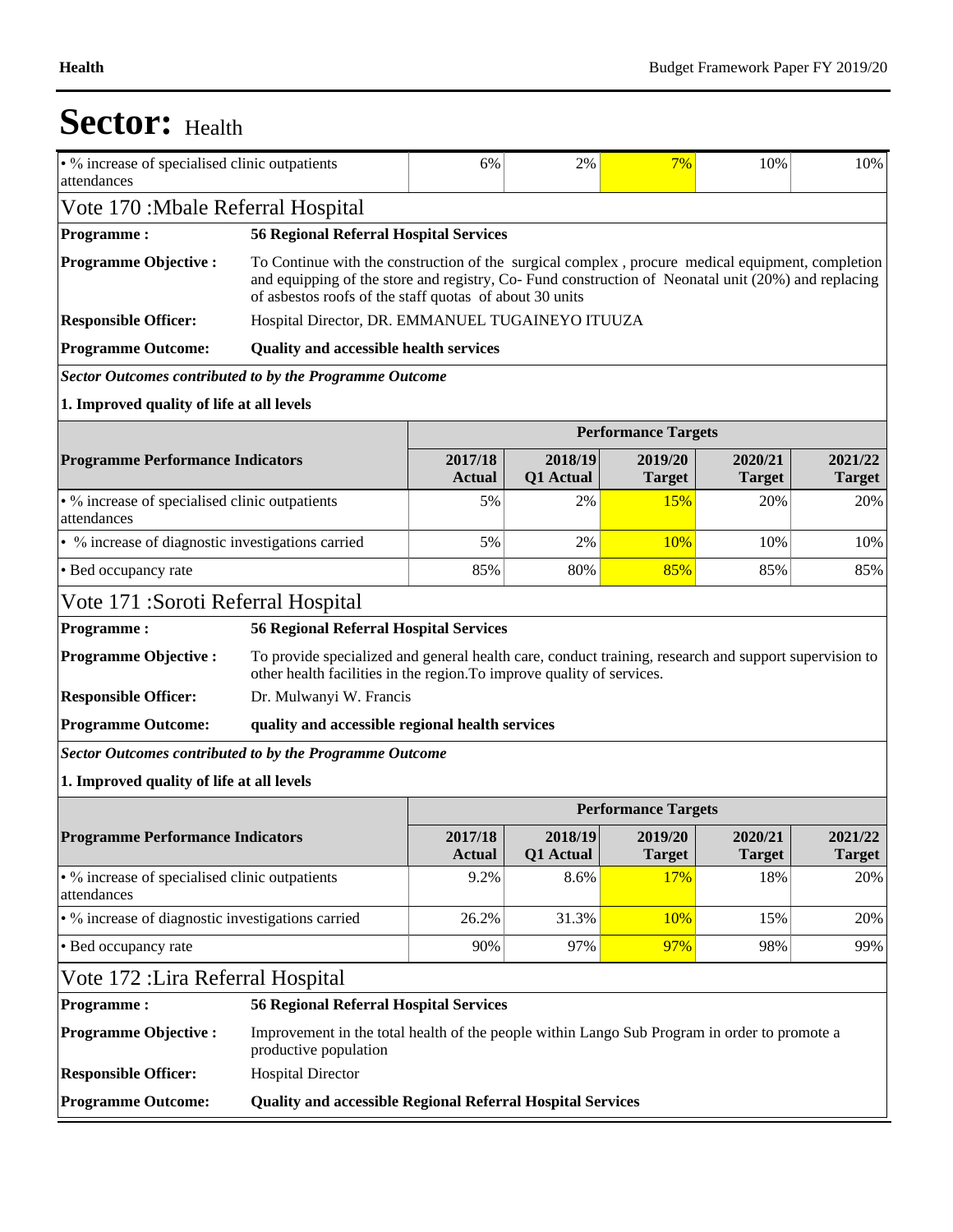# Sector: Health

| | | | | | |
|---|---|---|---|---|---|
| • % increase of specialised clinic outpatients attendances | 6% | 2% | 7% | 10% | 10% |

## Vote 170 :Mbale Referral Hospital

**Programme :** **56 Regional Referral Hospital Services**

**Programme Objective :** To Continue with the construction of the surgical complex , procure medical equipment, completion and equipping of the store and registry, Co- Fund construction of Neonatal unit (20%) and replacing of asbestos roofs of the staff quotas of about 30 units

**Responsible Officer:** Hospital Director, DR. EMMANUEL TUGAINEYO ITUUZA

**Programme Outcome:** **Quality and accessible health services**

***Sector Outcomes contributed to by the Programme Outcome***

**1. Improved quality of life at all levels**

| Programme Performance Indicators | Performance Targets | | | | |
|---|---|---|---|---|---|
| | 2017/18 Actual | 2018/19 Q1 Actual | 2019/20 Target | 2020/21 Target | 2021/22 Target |
| • % increase of specialised clinic outpatients attendances | 5% | 2% | 15% | 20% | 20% |
| • % increase of diagnostic investigations carried | 5% | 2% | 10% | 10% | 10% |
| • Bed occupancy rate | 85% | 80% | 85% | 85% | 85% |

## Vote 171 :Soroti Referral Hospital

**Programme :** **56 Regional Referral Hospital Services**

**Programme Objective :** To provide specialized and general health care, conduct training, research and support supervision to other health facilities in the region.To improve quality of services.

**Responsible Officer:** Dr. Mulwanyi W. Francis

**Programme Outcome:** **quality and accessible regional health services**

***Sector Outcomes contributed to by the Programme Outcome***

**1. Improved quality of life at all levels**

| Programme Performance Indicators | Performance Targets | | | | |
|---|---|---|---|---|---|
| | 2017/18 Actual | 2018/19 Q1 Actual | 2019/20 Target | 2020/21 Target | 2021/22 Target |
| • % increase of specialised clinic outpatients attendances | 9.2% | 8.6% | 17% | 18% | 20% |
| • % increase of diagnostic investigations carried | 26.2% | 31.3% | 10% | 15% | 20% |
| • Bed occupancy rate | 90% | 97% | 97% | 98% | 99% |

## Vote 172 :Lira Referral Hospital

**Programme :** **56 Regional Referral Hospital Services**

**Programme Objective :** Improvement in the total health of the people within Lango Sub Program in order to promote a productive population

**Responsible Officer:** Hospital Director

**Programme Outcome:** **Quality and accessible Regional Referral Hospital Services**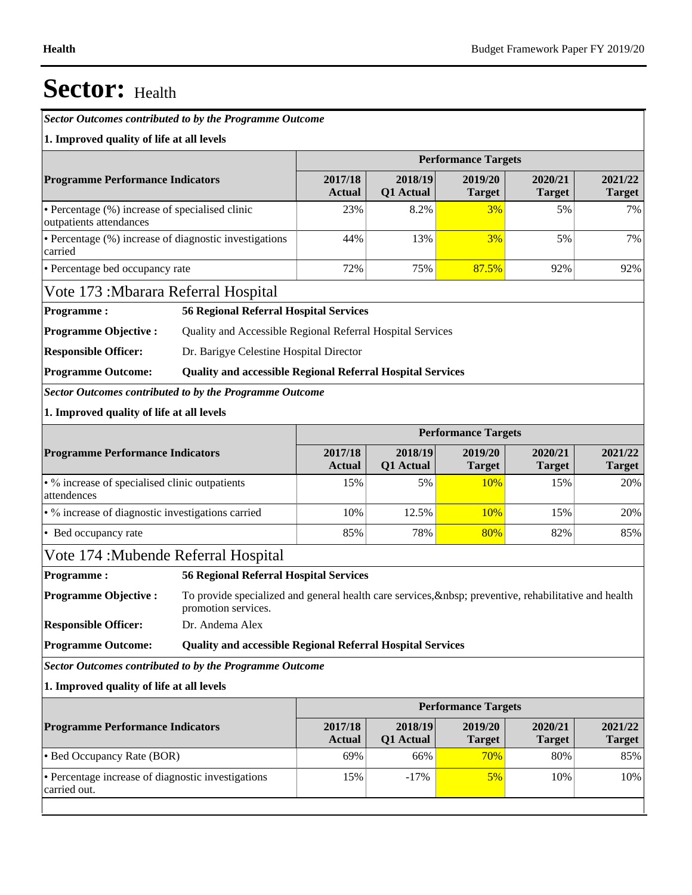# Sector: Health

***Sector Outcomes contributed to by the Programme Outcome***

**1. Improved quality of life at all levels**

| Programme Performance Indicators | Performance Targets | | | | |
|---|---|---|---|---|---|
| | **2017/18 Actual** | **2018/19 Q1 Actual** | **2019/20 Target** | **2020/21 Target** | **2021/22 Target** |
| • Percentage (%) increase of specialised clinic outpatients attendances | 23% | 8.2% | 3% | 5% | 7% |
| • Percentage (%) increase of diagnostic investigations carried | 44% | 13% | 3% | 5% | 7% |
| • Percentage bed occupancy rate | 72% | 75% | 87.5% | 92% | 92% |

## Vote 173 :Mbarara Referral Hospital

**Programme :** **56 Regional Referral Hospital Services**

**Programme Objective :** Quality and Accessible Regional Referral Hospital Services

**Responsible Officer:** Dr. Barigye Celestine Hospital Director

**Programme Outcome:** **Quality and accessible Regional Referral Hospital Services**

***Sector Outcomes contributed to by the Programme Outcome***

**1. Improved quality of life at all levels**

| Programme Performance Indicators | Performance Targets | | | | |
|---|---|---|---|---|---|
| | **2017/18 Actual** | **2018/19 Q1 Actual** | **2019/20 Target** | **2020/21 Target** | **2021/22 Target** |
| • % increase of specialised clinic outpatients attendences | 15% | 5% | 10% | 15% | 20% |
| • % increase of diagnostic investigations carried | 10% | 12.5% | 10% | 15% | 20% |
| • Bed occupancy rate | 85% | 78% | 80% | 82% | 85% |

## Vote 174 :Mubende Referral Hospital

**Programme :** **56 Regional Referral Hospital Services**

**Programme Objective :** To provide specialized and general health care services,&nbsp; preventive, rehabilitative and health promotion services.

**Responsible Officer:** Dr. Andema Alex

**Programme Outcome:** **Quality and accessible Regional Referral Hospital Services**

***Sector Outcomes contributed to by the Programme Outcome***

**1. Improved quality of life at all levels**

| Programme Performance Indicators | Performance Targets | | | | |
|---|---|---|---|---|---|
| | **2017/18 Actual** | **2018/19 Q1 Actual** | **2019/20 Target** | **2020/21 Target** | **2021/22 Target** |
| • Bed Occupancy Rate (BOR) | 69% | 66% | 70% | 80% | 85% |
| • Percentage increase of diagnostic investigations carried out. | 15% | -17% | 5% | 10% | 10% |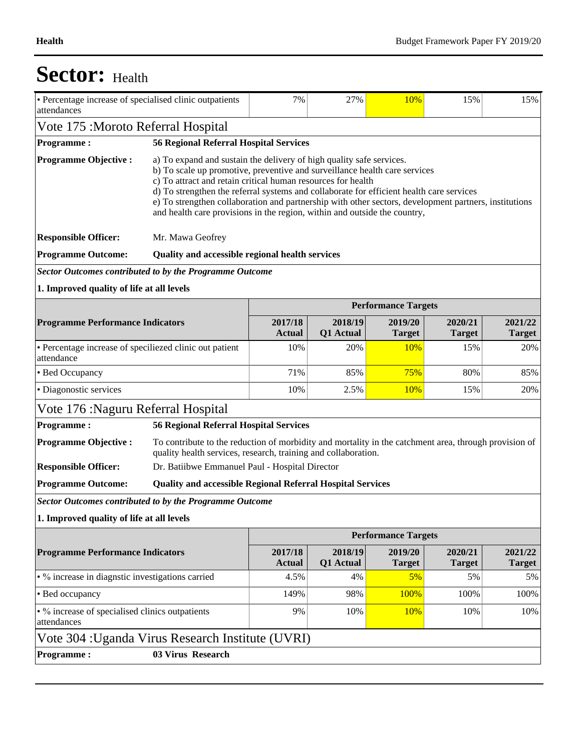# Sector: Health

| | | | | | |
|---|---|---|---|---|---|
| • Percentage increase of specialised clinic outpatients attendances | 7% | 27% | 10% | 15% | 15% |

## Vote 175 :Moroto Referral Hospital

**Programme :** **56 Regional Referral Hospital Services**

**Programme Objective :**
a) To expand and sustain the delivery of high quality safe services.
b) To scale up promotive, preventive and surveillance health care services
c) To attract and retain critical human resources for health
d) To strengthen the referral systems and collaborate for efficient health care services
e) To strengthen collaboration and partnership with other sectors, development partners, institutions and health care provisions in the region, within and outside the country,

**Responsible Officer:** Mr. Mawa Geofrey

**Programme Outcome:** **Quality and accessible regional health services**

***Sector Outcomes contributed to by the Programme Outcome***

**1. Improved quality of life at all levels**

| | Performance Targets | | | | |
|---|---|---|---|---|---|
| **Programme Performance Indicators** | **2017/18 Actual** | **2018/19 Q1 Actual** | **2019/20 Target** | **2020/21 Target** | **2021/22 Target** |
| • Percentage increase of speciliezed clinic out patient attendance | 10% | 20% | 10% | 15% | 20% |
| • Bed Occupancy | 71% | 85% | 75% | 80% | 85% |
| • Diagonostic services | 10% | 2.5% | 10% | 15% | 20% |

## Vote 176 :Naguru Referral Hospital

**Programme :** **56 Regional Referral Hospital Services**

**Programme Objective :** To contribute to the reduction of morbidity and mortality in the catchment area, through provision of quality health services, research, training and collaboration.

**Responsible Officer:** Dr. Batiibwe Emmanuel Paul - Hospital Director

**Programme Outcome:** **Quality and accessible Regional Referral Hospital Services**

***Sector Outcomes contributed to by the Programme Outcome***

**1. Improved quality of life at all levels**

| | Performance Targets | | | | |
|---|---|---|---|---|---|
| **Programme Performance Indicators** | **2017/18 Actual** | **2018/19 Q1 Actual** | **2019/20 Target** | **2020/21 Target** | **2021/22 Target** |
| • % increase in diagnstic investigations carried | 4.5% | 4% | 5% | 5% | 5% |
| • Bed occupancy | 149% | 98% | 100% | 100% | 100% |
| • % increase of specialised clinics outpatients attendances | 9% | 10% | 10% | 10% | 10% |

## Vote 304 :Uganda Virus Research Institute (UVRI)

**Programme :** **03 Virus Research**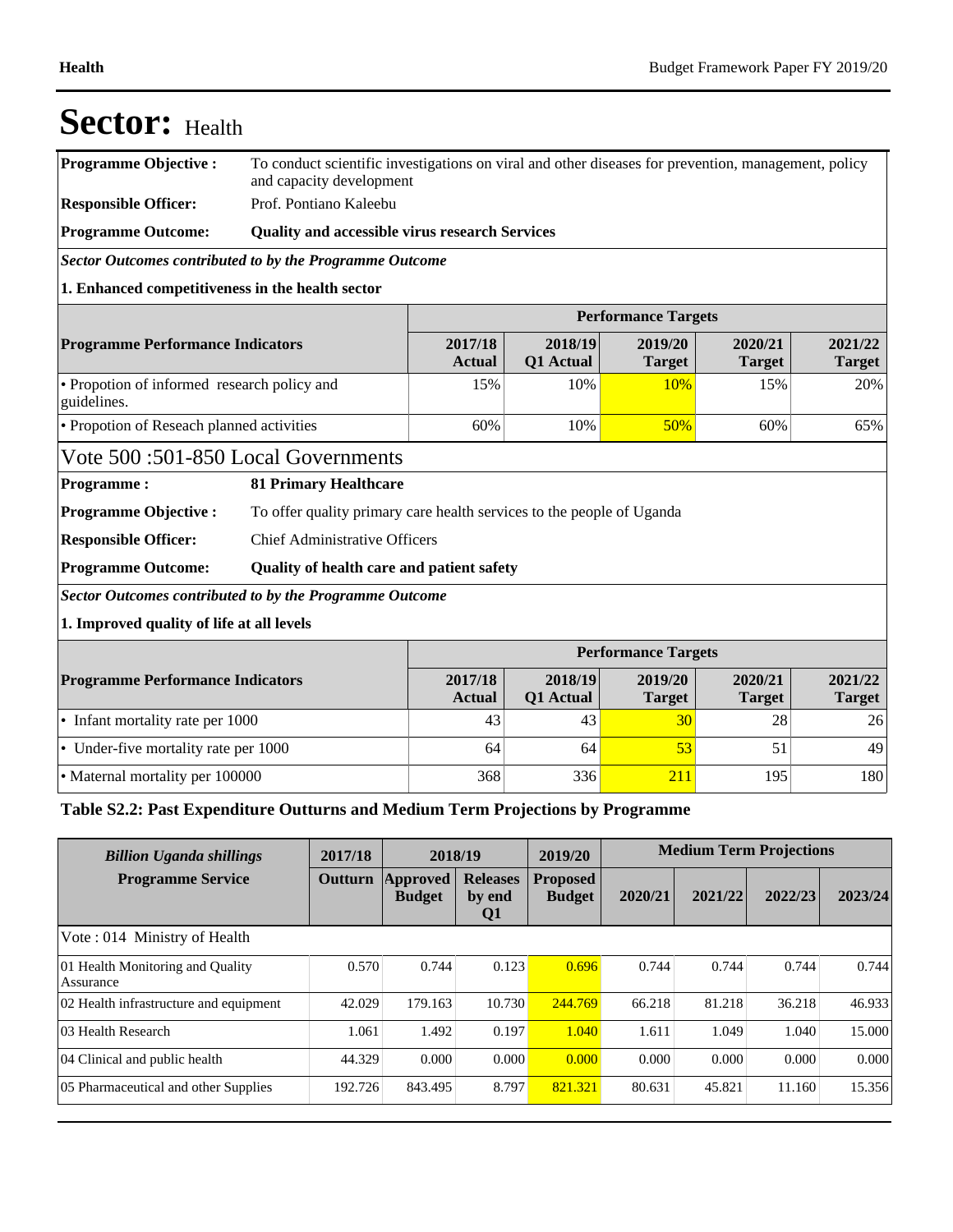# Sector: Health

| | |
|---|---|
| **Programme Objective :** | To conduct scientific investigations on viral and other diseases for prevention, management, policy and capacity development |
| **Responsible Officer:** | Prof. Pontiano Kaleebu |
| **Programme Outcome:** | **Quality and accessible virus research Services** |

***Sector Outcomes contributed to by the Programme Outcome***

**1. Enhanced competitiveness in the health sector**

| | Performance Targets | | | | |
|---|---|---|---|---|---|
| **Programme Performance Indicators** | **2017/18 Actual** | **2018/19 Q1 Actual** | **2019/20 Target** | **2020/21 Target** | **2021/22 Target** |
| • Propotion of informed research policy and guidelines. | 15% | 10% | 10% | 15% | 20% |
| • Propotion of Reseach planned activities | 60% | 10% | 50% | 60% | 65% |

## Vote 500 :501-850 Local Governments

| | |
|---|---|
| **Programme :** | **81 Primary Healthcare** |
| **Programme Objective :** | To offer quality primary care health services to the people of Uganda |
| **Responsible Officer:** | Chief Administrative Officers |
| **Programme Outcome:** | **Quality of health care and patient safety** |

***Sector Outcomes contributed to by the Programme Outcome***

**1. Improved quality of life at all levels**

| | Performance Targets | | | | |
|---|---|---|---|---|---|
| **Programme Performance Indicators** | **2017/18 Actual** | **2018/19 Q1 Actual** | **2019/20 Target** | **2020/21 Target** | **2021/22 Target** |
| • Infant mortality rate per 1000 | 43 | 43 | 30 | 28 | 26 |
| • Under-five mortality rate per 1000 | 64 | 64 | 53 | 51 | 49 |
| • Maternal mortality per 100000 | 368 | 336 | 211 | 195 | 180 |

### Table S2.2: Past Expenditure Outturns and Medium Term Projections by Programme

| *Billion Uganda shillings* | 2017/18 | 2018/19 | | 2019/20 | Medium Term Projections | | | |
|---|---|---|---|---|---|---|---|---|
| **Programme Service** | **Outturn** | **Approved Budget** | **Releases by end Q1** | **Proposed Budget** | **2020/21** | **2021/22** | **2022/23** | **2023/24** |
| Vote : 014 Ministry of Health | | | | | | | | |
| 01 Health Monitoring and Quality Assurance | 0.570 | 0.744 | 0.123 | 0.696 | 0.744 | 0.744 | 0.744 | 0.744 |
| 02 Health infrastructure and equipment | 42.029 | 179.163 | 10.730 | 244.769 | 66.218 | 81.218 | 36.218 | 46.933 |
| 03 Health Research | 1.061 | 1.492 | 0.197 | 1.040 | 1.611 | 1.049 | 1.040 | 15.000 |
| 04 Clinical and public health | 44.329 | 0.000 | 0.000 | 0.000 | 0.000 | 0.000 | 0.000 | 0.000 |
| 05 Pharmaceutical and other Supplies | 192.726 | 843.495 | 8.797 | 821.321 | 80.631 | 45.821 | 11.160 | 15.356 |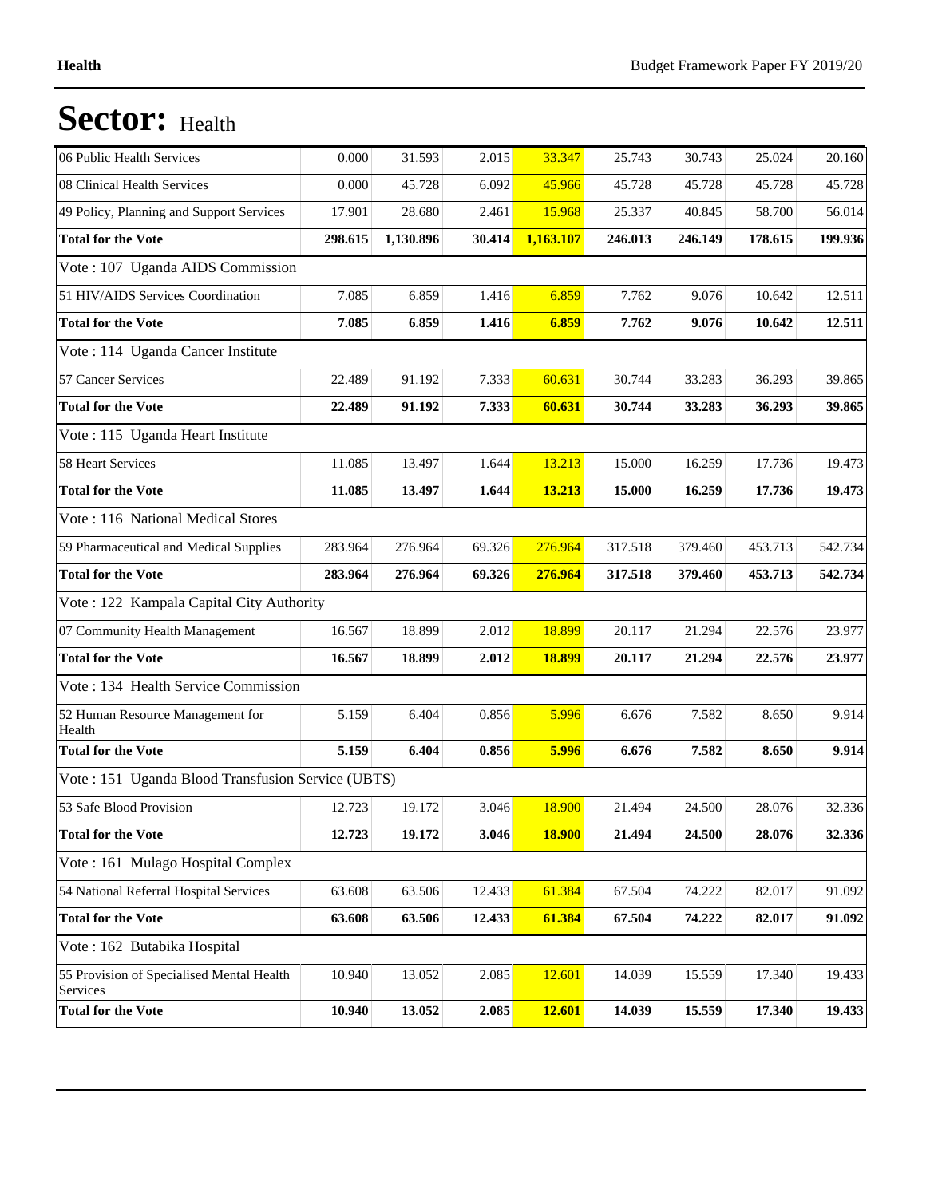# Sector: Health

| | | | | | | | | |
|---|---|---|---|---|---|---|---|---|
| 06 Public Health Services | 0.000 | 31.593 | 2.015 | 33.347 | 25.743 | 30.743 | 25.024 | 20.160 |
| 08 Clinical Health Services | 0.000 | 45.728 | 6.092 | 45.966 | 45.728 | 45.728 | 45.728 | 45.728 |
| 49 Policy, Planning and Support Services | 17.901 | 28.680 | 2.461 | 15.968 | 25.337 | 40.845 | 58.700 | 56.014 |
| **Total for the Vote** | **298.615** | **1,130.896** | **30.414** | **1,163.107** | **246.013** | **246.149** | **178.615** | **199.936** |
| Vote : 107 Uganda AIDS Commission | | | | | | | | |
| 51 HIV/AIDS Services Coordination | 7.085 | 6.859 | 1.416 | 6.859 | 7.762 | 9.076 | 10.642 | 12.511 |
| **Total for the Vote** | **7.085** | **6.859** | **1.416** | **6.859** | **7.762** | **9.076** | **10.642** | **12.511** |
| Vote : 114 Uganda Cancer Institute | | | | | | | | |
| 57 Cancer Services | 22.489 | 91.192 | 7.333 | 60.631 | 30.744 | 33.283 | 36.293 | 39.865 |
| **Total for the Vote** | **22.489** | **91.192** | **7.333** | **60.631** | **30.744** | **33.283** | **36.293** | **39.865** |
| Vote : 115 Uganda Heart Institute | | | | | | | | |
| 58 Heart Services | 11.085 | 13.497 | 1.644 | 13.213 | 15.000 | 16.259 | 17.736 | 19.473 |
| **Total for the Vote** | **11.085** | **13.497** | **1.644** | **13.213** | **15.000** | **16.259** | **17.736** | **19.473** |
| Vote : 116 National Medical Stores | | | | | | | | |
| 59 Pharmaceutical and Medical Supplies | 283.964 | 276.964 | 69.326 | 276.964 | 317.518 | 379.460 | 453.713 | 542.734 |
| **Total for the Vote** | **283.964** | **276.964** | **69.326** | **276.964** | **317.518** | **379.460** | **453.713** | **542.734** |
| Vote : 122 Kampala Capital City Authority | | | | | | | | |
| 07 Community Health Management | 16.567 | 18.899 | 2.012 | 18.899 | 20.117 | 21.294 | 22.576 | 23.977 |
| **Total for the Vote** | **16.567** | **18.899** | **2.012** | **18.899** | **20.117** | **21.294** | **22.576** | **23.977** |
| Vote : 134 Health Service Commission | | | | | | | | |
| 52 Human Resource Management for Health | 5.159 | 6.404 | 0.856 | 5.996 | 6.676 | 7.582 | 8.650 | 9.914 |
| **Total for the Vote** | **5.159** | **6.404** | **0.856** | **5.996** | **6.676** | **7.582** | **8.650** | **9.914** |
| Vote : 151 Uganda Blood Transfusion Service (UBTS) | | | | | | | | |
| 53 Safe Blood Provision | 12.723 | 19.172 | 3.046 | 18.900 | 21.494 | 24.500 | 28.076 | 32.336 |
| **Total for the Vote** | **12.723** | **19.172** | **3.046** | **18.900** | **21.494** | **24.500** | **28.076** | **32.336** |
| Vote : 161 Mulago Hospital Complex | | | | | | | | |
| 54 National Referral Hospital Services | 63.608 | 63.506 | 12.433 | 61.384 | 67.504 | 74.222 | 82.017 | 91.092 |
| **Total for the Vote** | **63.608** | **63.506** | **12.433** | **61.384** | **67.504** | **74.222** | **82.017** | **91.092** |
| Vote : 162 Butabika Hospital | | | | | | | | |
| 55 Provision of Specialised Mental Health Services | 10.940 | 13.052 | 2.085 | 12.601 | 14.039 | 15.559 | 17.340 | 19.433 |
| **Total for the Vote** | **10.940** | **13.052** | **2.085** | **12.601** | **14.039** | **15.559** | **17.340** | **19.433** |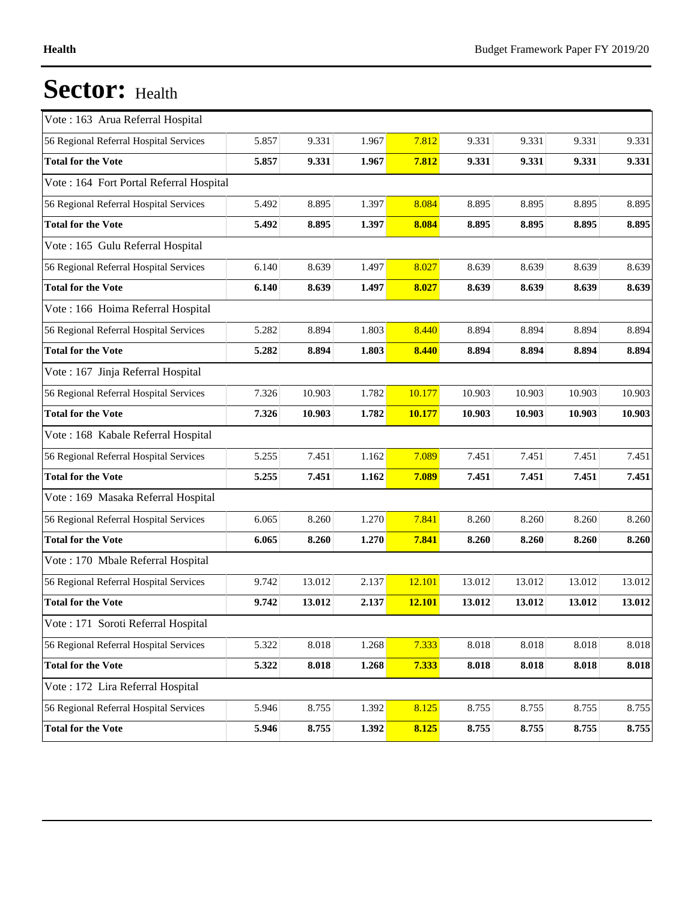# Sector: Health

| | | | | | | | | |
|---|---|---|---|---|---|---|---|---|
| Vote : 163 Arua Referral Hospital | | | | | | | | |
| 56 Regional Referral Hospital Services | 5.857 | 9.331 | 1.967 | 7.812 | 9.331 | 9.331 | 9.331 | 9.331 |
| **Total for the Vote** | **5.857** | **9.331** | **1.967** | **7.812** | **9.331** | **9.331** | **9.331** | **9.331** |
| Vote : 164 Fort Portal Referral Hospital | | | | | | | | |
| 56 Regional Referral Hospital Services | 5.492 | 8.895 | 1.397 | 8.084 | 8.895 | 8.895 | 8.895 | 8.895 |
| **Total for the Vote** | **5.492** | **8.895** | **1.397** | **8.084** | **8.895** | **8.895** | **8.895** | **8.895** |
| Vote : 165 Gulu Referral Hospital | | | | | | | | |
| 56 Regional Referral Hospital Services | 6.140 | 8.639 | 1.497 | 8.027 | 8.639 | 8.639 | 8.639 | 8.639 |
| **Total for the Vote** | **6.140** | **8.639** | **1.497** | **8.027** | **8.639** | **8.639** | **8.639** | **8.639** |
| Vote : 166 Hoima Referral Hospital | | | | | | | | |
| 56 Regional Referral Hospital Services | 5.282 | 8.894 | 1.803 | 8.440 | 8.894 | 8.894 | 8.894 | 8.894 |
| **Total for the Vote** | **5.282** | **8.894** | **1.803** | **8.440** | **8.894** | **8.894** | **8.894** | **8.894** |
| Vote : 167 Jinja Referral Hospital | | | | | | | | |
| 56 Regional Referral Hospital Services | 7.326 | 10.903 | 1.782 | 10.177 | 10.903 | 10.903 | 10.903 | 10.903 |
| **Total for the Vote** | **7.326** | **10.903** | **1.782** | **10.177** | **10.903** | **10.903** | **10.903** | **10.903** |
| Vote : 168 Kabale Referral Hospital | | | | | | | | |
| 56 Regional Referral Hospital Services | 5.255 | 7.451 | 1.162 | 7.089 | 7.451 | 7.451 | 7.451 | 7.451 |
| **Total for the Vote** | **5.255** | **7.451** | **1.162** | **7.089** | **7.451** | **7.451** | **7.451** | **7.451** |
| Vote : 169 Masaka Referral Hospital | | | | | | | | |
| 56 Regional Referral Hospital Services | 6.065 | 8.260 | 1.270 | 7.841 | 8.260 | 8.260 | 8.260 | 8.260 |
| **Total for the Vote** | **6.065** | **8.260** | **1.270** | **7.841** | **8.260** | **8.260** | **8.260** | **8.260** |
| Vote : 170 Mbale Referral Hospital | | | | | | | | |
| 56 Regional Referral Hospital Services | 9.742 | 13.012 | 2.137 | 12.101 | 13.012 | 13.012 | 13.012 | 13.012 |
| **Total for the Vote** | **9.742** | **13.012** | **2.137** | **12.101** | **13.012** | **13.012** | **13.012** | **13.012** |
| Vote : 171 Soroti Referral Hospital | | | | | | | | |
| 56 Regional Referral Hospital Services | 5.322 | 8.018 | 1.268 | 7.333 | 8.018 | 8.018 | 8.018 | 8.018 |
| **Total for the Vote** | **5.322** | **8.018** | **1.268** | **7.333** | **8.018** | **8.018** | **8.018** | **8.018** |
| Vote : 172 Lira Referral Hospital | | | | | | | | |
| 56 Regional Referral Hospital Services | 5.946 | 8.755 | 1.392 | 8.125 | 8.755 | 8.755 | 8.755 | 8.755 |
| **Total for the Vote** | **5.946** | **8.755** | **1.392** | **8.125** | **8.755** | **8.755** | **8.755** | **8.755** |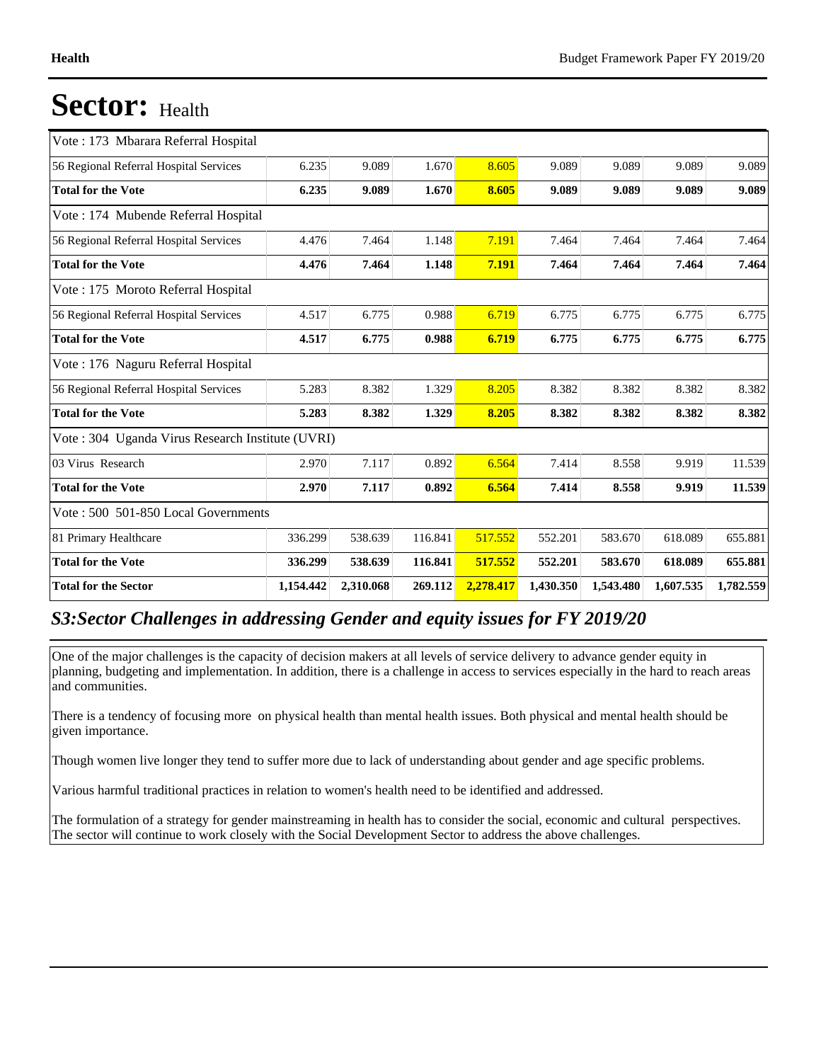# Sector: Health

| | | | | | | | | |
|---|---|---|---|---|---|---|---|---|
| Vote : 173 Mbarara Referral Hospital | | | | | | | | |
| 56 Regional Referral Hospital Services | 6.235 | 9.089 | 1.670 | 8.605 | 9.089 | 9.089 | 9.089 | 9.089 |
| **Total for the Vote** | **6.235** | **9.089** | **1.670** | **8.605** | **9.089** | **9.089** | **9.089** | **9.089** |
| Vote : 174 Mubende Referral Hospital | | | | | | | | |
| 56 Regional Referral Hospital Services | 4.476 | 7.464 | 1.148 | 7.191 | 7.464 | 7.464 | 7.464 | 7.464 |
| **Total for the Vote** | **4.476** | **7.464** | **1.148** | **7.191** | **7.464** | **7.464** | **7.464** | **7.464** |
| Vote : 175 Moroto Referral Hospital | | | | | | | | |
| 56 Regional Referral Hospital Services | 4.517 | 6.775 | 0.988 | 6.719 | 6.775 | 6.775 | 6.775 | 6.775 |
| **Total for the Vote** | **4.517** | **6.775** | **0.988** | **6.719** | **6.775** | **6.775** | **6.775** | **6.775** |
| Vote : 176 Naguru Referral Hospital | | | | | | | | |
| 56 Regional Referral Hospital Services | 5.283 | 8.382 | 1.329 | 8.205 | 8.382 | 8.382 | 8.382 | 8.382 |
| **Total for the Vote** | **5.283** | **8.382** | **1.329** | **8.205** | **8.382** | **8.382** | **8.382** | **8.382** |
| Vote : 304 Uganda Virus Research Institute (UVRI) | | | | | | | | |
| 03 Virus Research | 2.970 | 7.117 | 0.892 | 6.564 | 7.414 | 8.558 | 9.919 | 11.539 |
| **Total for the Vote** | **2.970** | **7.117** | **0.892** | **6.564** | **7.414** | **8.558** | **9.919** | **11.539** |
| Vote : 500 501-850 Local Governments | | | | | | | | |
| 81 Primary Healthcare | 336.299 | 538.639 | 116.841 | 517.552 | 552.201 | 583.670 | 618.089 | 655.881 |
| **Total for the Vote** | **336.299** | **538.639** | **116.841** | **517.552** | **552.201** | **583.670** | **618.089** | **655.881** |
| **Total for the Sector** | **1,154.442** | **2,310.068** | **269.112** | **2,278.417** | **1,430.350** | **1,543.480** | **1,607.535** | **1,782.559** |

## *S3:Sector Challenges in addressing Gender and equity issues for FY 2019/20*

One of the major challenges is the capacity of decision makers at all levels of service delivery to advance gender equity in planning, budgeting and implementation. In addition, there is a challenge in access to services especially in the hard to reach areas and communities.

There is a tendency of focusing more on physical health than mental health issues. Both physical and mental health should be given importance.

Though women live longer they tend to suffer more due to lack of understanding about gender and age specific problems.

Various harmful traditional practices in relation to women's health need to be identified and addressed.

The formulation of a strategy for gender mainstreaming in health has to consider the social, economic and cultural perspectives. The sector will continue to work closely with the Social Development Sector to address the above challenges.